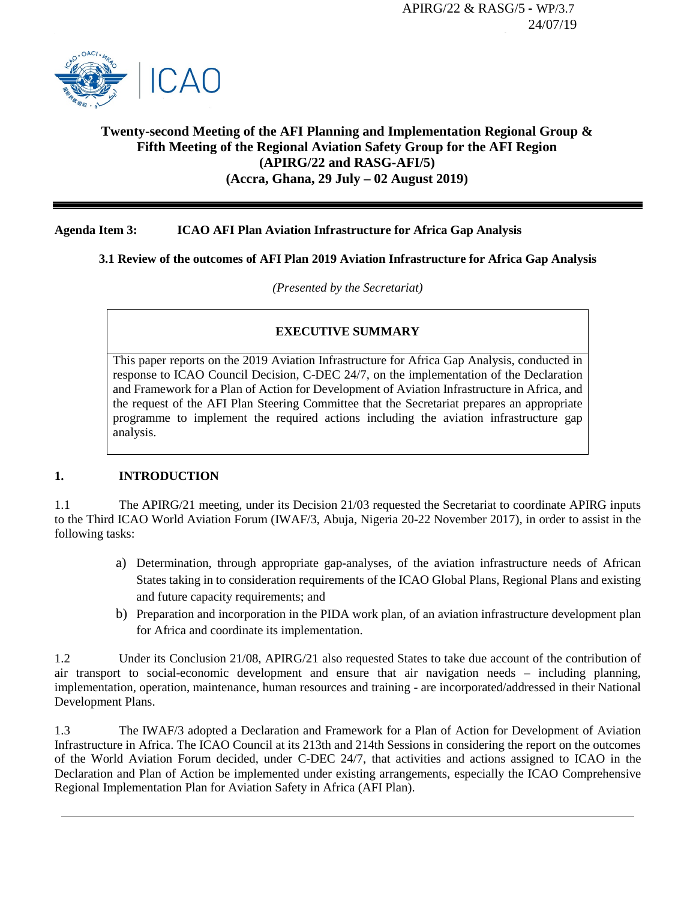APIRG/22 & RASG/5 - WP/3.7
24/07/19

# Twenty-second Meeting of the AFI Planning and Implementation Regional Group & Fifth Meeting of the Regional Aviation Safety Group for the AFI Region (APIRG/22 and RASG-AFI/5) (Accra, Ghana, 29 July – 02 August 2019)

**Agenda Item 3: ICAO AFI Plan Aviation Infrastructure for Africa Gap Analysis**

**3.1 Review of the outcomes of AFI Plan 2019 Aviation Infrastructure for Africa Gap Analysis**

*(Presented by the Secretariat)*

| **EXECUTIVE SUMMARY** |
|---|
| This paper reports on the 2019 Aviation Infrastructure for Africa Gap Analysis, conducted in response to ICAO Council Decision, C-DEC 24/7, on the implementation of the Declaration and Framework for a Plan of Action for Development of Aviation Infrastructure in Africa, and the request of the AFI Plan Steering Committee that the Secretariat prepares an appropriate programme to implement the required actions including the aviation infrastructure gap analysis. |

## 1. INTRODUCTION

1.1 The APIRG/21 meeting, under its Decision 21/03 requested the Secretariat to coordinate APIRG inputs to the Third ICAO World Aviation Forum (IWAF/3, Abuja, Nigeria 20-22 November 2017), in order to assist in the following tasks:

a) Determination, through appropriate gap-analyses, of the aviation infrastructure needs of African States taking in to consideration requirements of the ICAO Global Plans, Regional Plans and existing and future capacity requirements; and

b) Preparation and incorporation in the PIDA work plan, of an aviation infrastructure development plan for Africa and coordinate its implementation.

1.2 Under its Conclusion 21/08, APIRG/21 also requested States to take due account of the contribution of air transport to social-economic development and ensure that air navigation needs – including planning, implementation, operation, maintenance, human resources and training - are incorporated/addressed in their National Development Plans.

1.3 The IWAF/3 adopted a Declaration and Framework for a Plan of Action for Development of Aviation Infrastructure in Africa. The ICAO Council at its 213th and 214th Sessions in considering the report on the outcomes of the World Aviation Forum decided, under C-DEC 24/7, that activities and actions assigned to ICAO in the Declaration and Plan of Action be implemented under existing arrangements, especially the ICAO Comprehensive Regional Implementation Plan for Aviation Safety in Africa (AFI Plan).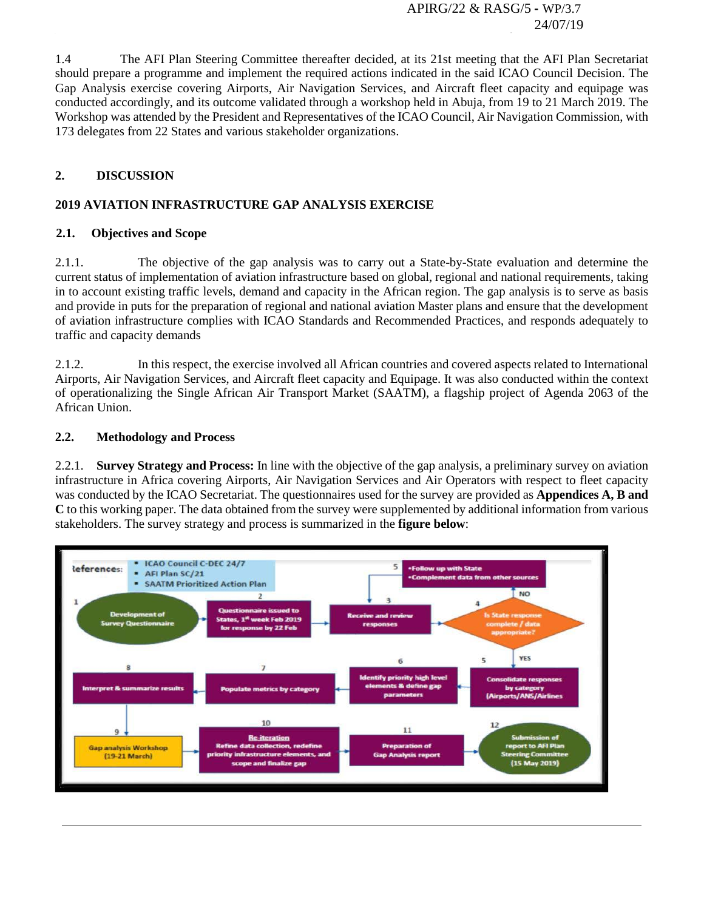1.4 The AFI Plan Steering Committee thereafter decided, at its 21st meeting that the AFI Plan Secretariat should prepare a programme and implement the required actions indicated in the said ICAO Council Decision. The Gap Analysis exercise covering Airports, Air Navigation Services, and Aircraft fleet capacity and equipage was conducted accordingly, and its outcome validated through a workshop held in Abuja, from 19 to 21 March 2019. The Workshop was attended by the President and Representatives of the ICAO Council, Air Navigation Commission, with 173 delegates from 22 States and various stakeholder organizations.

## 2. DISCUSSION

### 2019 AVIATION INFRASTRUCTURE GAP ANALYSIS EXERCISE

### 2.1. Objectives and Scope

2.1.1. The objective of the gap analysis was to carry out a State-by-State evaluation and determine the current status of implementation of aviation infrastructure based on global, regional and national requirements, taking in to account existing traffic levels, demand and capacity in the African region. The gap analysis is to serve as basis and provide in puts for the preparation of regional and national aviation Master plans and ensure that the development of aviation infrastructure complies with ICAO Standards and Recommended Practices, and responds adequately to traffic and capacity demands

2.1.2. In this respect, the exercise involved all African countries and covered aspects related to International Airports, Air Navigation Services, and Aircraft fleet capacity and Equipage. It was also conducted within the context of operationalizing the Single African Air Transport Market (SAATM), a flagship project of Agenda 2063 of the African Union.

### 2.2. Methodology and Process

2.2.1. **Survey Strategy and Process:** In line with the objective of the gap analysis, a preliminary survey on aviation infrastructure in Africa covering Airports, Air Navigation Services and Air Operators with respect to fleet capacity was conducted by the ICAO Secretariat. The questionnaires used for the survey are provided as **Appendices A, B and C** to this working paper. The data obtained from the survey were supplemented by additional information from various stakeholders. The survey strategy and process is summarized in the **figure below**:

References:
- ICAO Council C-DEC 24/7
- AFI Plan SC/21
- SAATM Prioritized Action Plan

1. Development of Survey Questionnaire
2. Questionnaire issued to States, 1st week Feb 2019 for response by 22 Feb
3. Receive and review responses
4. Is State response complete / data appropriate? (NO → 5. Follow up with State; Complement data from other sources; YES → 5)
5. Consolidate responses by category (Airports/ANS/Airlines)
6. Identify priority high level elements & define gap parameters
7. Populate metrics by category
8. Interpret & summarize results
9. Gap analysis Workshop (19-21 March)
10. Re-iteration: Refine data collection, redefine priority infrastructure elements, and scope and finalize gap
11. Preparation of Gap Analysis report
12. Submission of report to AFI Plan Steering Committee (15 May 2019)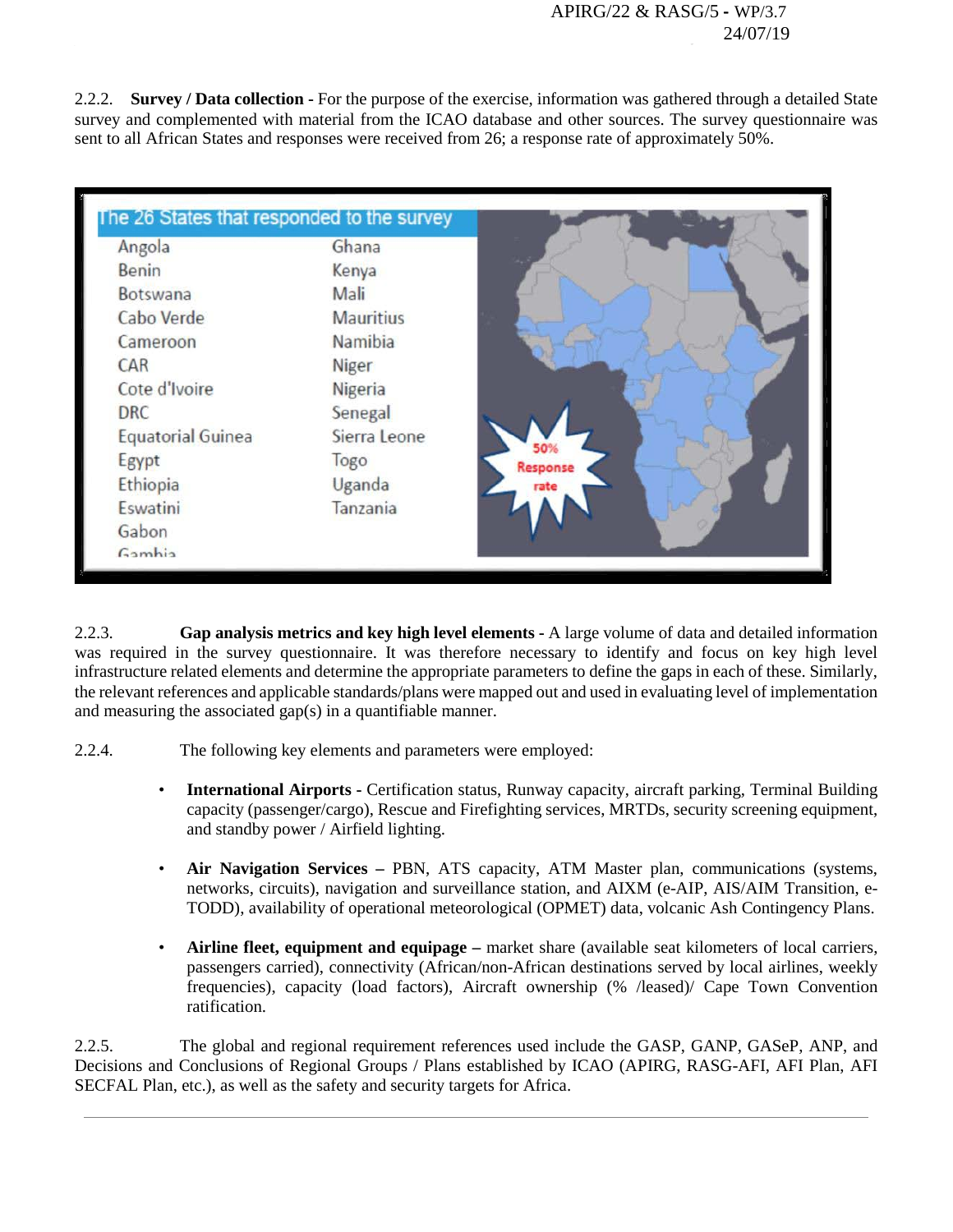2.2.2. **Survey / Data collection -** For the purpose of the exercise, information was gathered through a detailed State survey and complemented with material from the ICAO database and other sources. The survey questionnaire was sent to all African States and responses were received from 26; a response rate of approximately 50%.

| The 26 States that responded to the survey | |
|---|---|
| Angola | Ghana |
| Benin | Kenya |
| Botswana | Mali |
| Cabo Verde | Mauritius |
| Cameroon | Namibia |
| CAR | Niger |
| Cote d'Ivoire | Nigeria |
| DRC | Senegal |
| Equatorial Guinea | Sierra Leone |
| Egypt | Togo |
| Ethiopia | Uganda |
| Eswatini | Tanzania |
| Gabon | |
| Gambia | |

50% Response rate

2.2.3. **Gap analysis metrics and key high level elements -** A large volume of data and detailed information was required in the survey questionnaire. It was therefore necessary to identify and focus on key high level infrastructure related elements and determine the appropriate parameters to define the gaps in each of these. Similarly, the relevant references and applicable standards/plans were mapped out and used in evaluating level of implementation and measuring the associated gap(s) in a quantifiable manner.

2.2.4. The following key elements and parameters were employed:

- **International Airports** - Certification status, Runway capacity, aircraft parking, Terminal Building capacity (passenger/cargo), Rescue and Firefighting services, MRTDs, security screening equipment, and standby power / Airfield lighting.
- **Air Navigation Services –** PBN, ATS capacity, ATM Master plan, communications (systems, networks, circuits), navigation and surveillance station, and AIXM (e-AIP, AIS/AIM Transition, e-TODD), availability of operational meteorological (OPMET) data, volcanic Ash Contingency Plans.
- **Airline fleet, equipment and equipage –** market share (available seat kilometers of local carriers, passengers carried), connectivity (African/non-African destinations served by local airlines, weekly frequencies), capacity (load factors), Aircraft ownership (% /leased)/ Cape Town Convention ratification.

2.2.5. The global and regional requirement references used include the GASP, GANP, GASeP, ANP, and Decisions and Conclusions of Regional Groups / Plans established by ICAO (APIRG, RASG-AFI, AFI Plan, AFI SECFAL Plan, etc.), as well as the safety and security targets for Africa.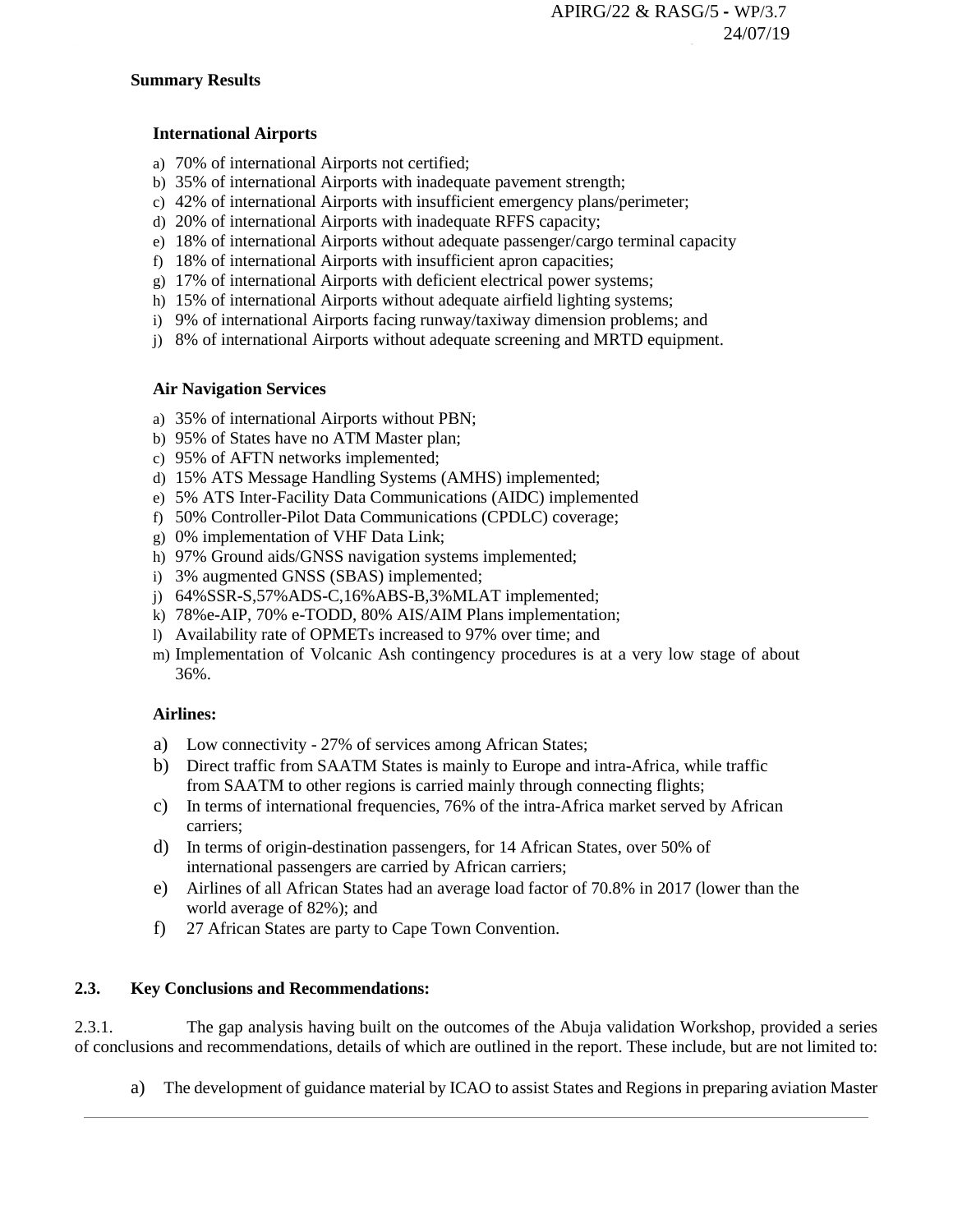**Summary Results**

**International Airports**

a) 70% of international Airports not certified;
b) 35% of international Airports with inadequate pavement strength;
c) 42% of international Airports with insufficient emergency plans/perimeter;
d) 20% of international Airports with inadequate RFFS capacity;
e) 18% of international Airports without adequate passenger/cargo terminal capacity
f) 18% of international Airports with insufficient apron capacities;
g) 17% of international Airports with deficient electrical power systems;
h) 15% of international Airports without adequate airfield lighting systems;
i) 9% of international Airports facing runway/taxiway dimension problems; and
j) 8% of international Airports without adequate screening and MRTD equipment.

**Air Navigation Services**

a) 35% of international Airports without PBN;
b) 95% of States have no ATM Master plan;
c) 95% of AFTN networks implemented;
d) 15% ATS Message Handling Systems (AMHS) implemented;
e) 5% ATS Inter-Facility Data Communications (AIDC) implemented
f) 50% Controller-Pilot Data Communications (CPDLC) coverage;
g) 0% implementation of VHF Data Link;
h) 97% Ground aids/GNSS navigation systems implemented;
i) 3% augmented GNSS (SBAS) implemented;
j) 64%SSR-S,57%ADS-C,16%ABS-B,3%MLAT implemented;
k) 78%e-AIP, 70% e-TODD, 80% AIS/AIM Plans implementation;
l) Availability rate of OPMETs increased to 97% over time; and
m) Implementation of Volcanic Ash contingency procedures is at a very low stage of about 36%.

**Airlines:**

a) Low connectivity - 27% of services among African States;
b) Direct traffic from SAATM States is mainly to Europe and intra-Africa, while traffic from SAATM to other regions is carried mainly through connecting flights;
c) In terms of international frequencies, 76% of the intra-Africa market served by African carriers;
d) In terms of origin-destination passengers, for 14 African States, over 50% of international passengers are carried by African carriers;
e) Airlines of all African States had an average load factor of 70.8% in 2017 (lower than the world average of 82%); and
f) 27 African States are party to Cape Town Convention.

**2.3. Key Conclusions and Recommendations:**

2.3.1. The gap analysis having built on the outcomes of the Abuja validation Workshop, provided a series of conclusions and recommendations, details of which are outlined in the report. These include, but are not limited to:

a) The development of guidance material by ICAO to assist States and Regions in preparing aviation Master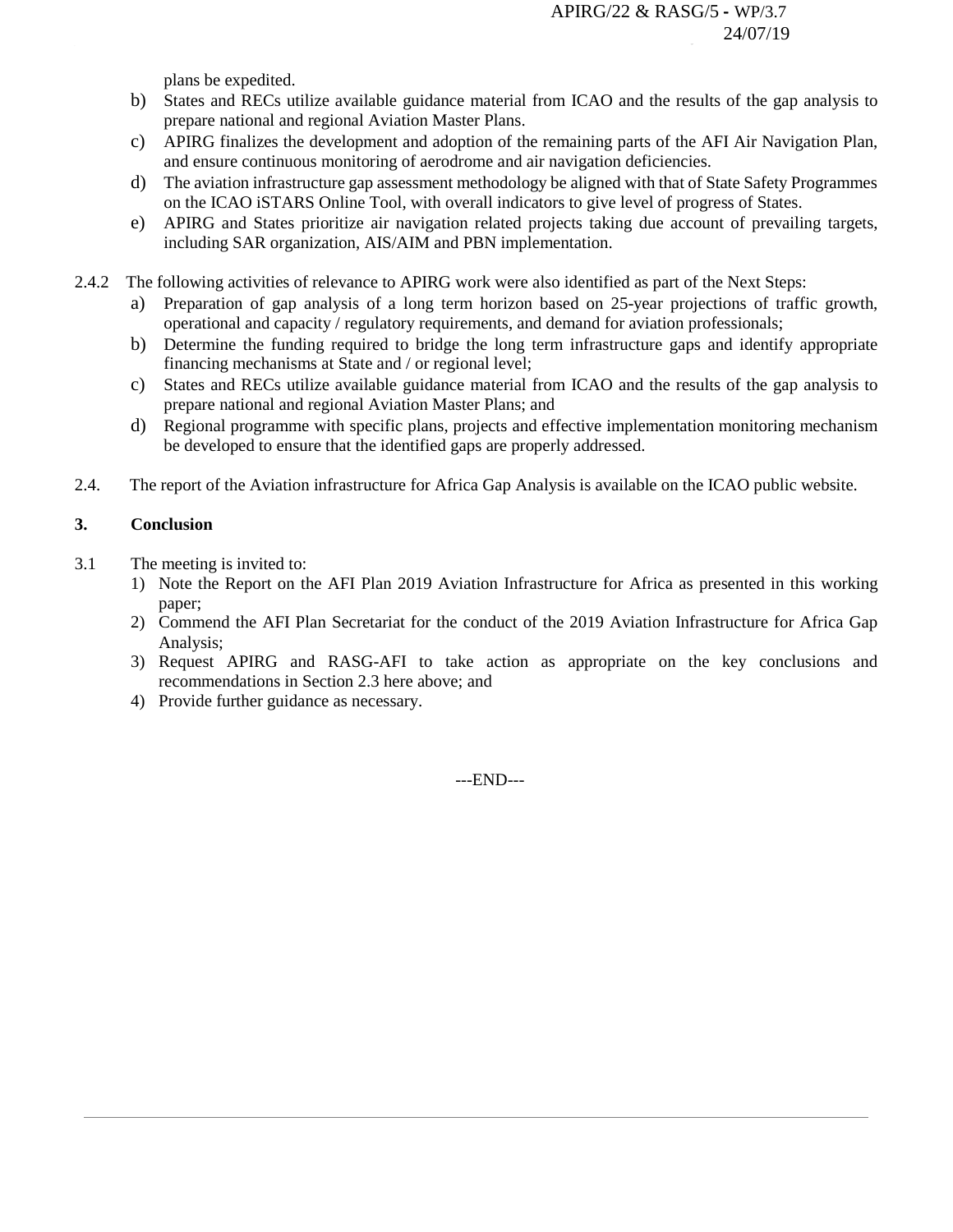plans be expedited.

b) States and RECs utilize available guidance material from ICAO and the results of the gap analysis to prepare national and regional Aviation Master Plans.

c) APIRG finalizes the development and adoption of the remaining parts of the AFI Air Navigation Plan, and ensure continuous monitoring of aerodrome and air navigation deficiencies.

d) The aviation infrastructure gap assessment methodology be aligned with that of State Safety Programmes on the ICAO iSTARS Online Tool, with overall indicators to give level of progress of States.

e) APIRG and States prioritize air navigation related projects taking due account of prevailing targets, including SAR organization, AIS/AIM and PBN implementation.

2.4.2 The following activities of relevance to APIRG work were also identified as part of the Next Steps:

a) Preparation of gap analysis of a long term horizon based on 25-year projections of traffic growth, operational and capacity / regulatory requirements, and demand for aviation professionals;

b) Determine the funding required to bridge the long term infrastructure gaps and identify appropriate financing mechanisms at State and / or regional level;

c) States and RECs utilize available guidance material from ICAO and the results of the gap analysis to prepare national and regional Aviation Master Plans; and

d) Regional programme with specific plans, projects and effective implementation monitoring mechanism be developed to ensure that the identified gaps are properly addressed.

2.4. The report of the Aviation infrastructure for Africa Gap Analysis is available on the ICAO public website.

## 3. Conclusion

3.1 The meeting is invited to:

1) Note the Report on the AFI Plan 2019 Aviation Infrastructure for Africa as presented in this working paper;
2) Commend the AFI Plan Secretariat for the conduct of the 2019 Aviation Infrastructure for Africa Gap Analysis;
3) Request APIRG and RASG-AFI to take action as appropriate on the key conclusions and recommendations in Section 2.3 here above; and
4) Provide further guidance as necessary.

---END---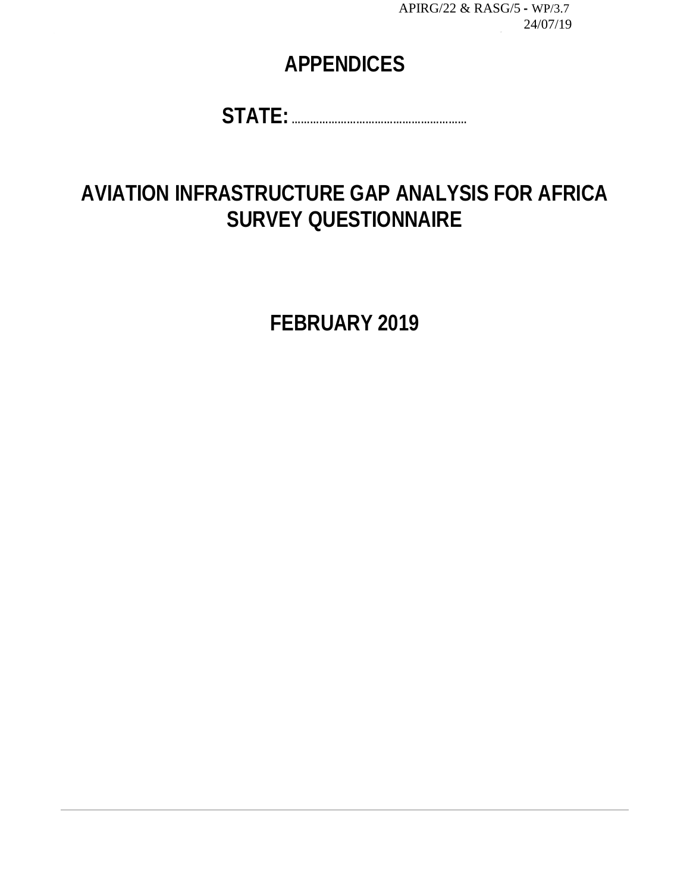# APPENDICES

**STATE:** ........................................................

# AVIATION INFRASTRUCTURE GAP ANALYSIS FOR AFRICA SURVEY QUESTIONNAIRE

**FEBRUARY 2019**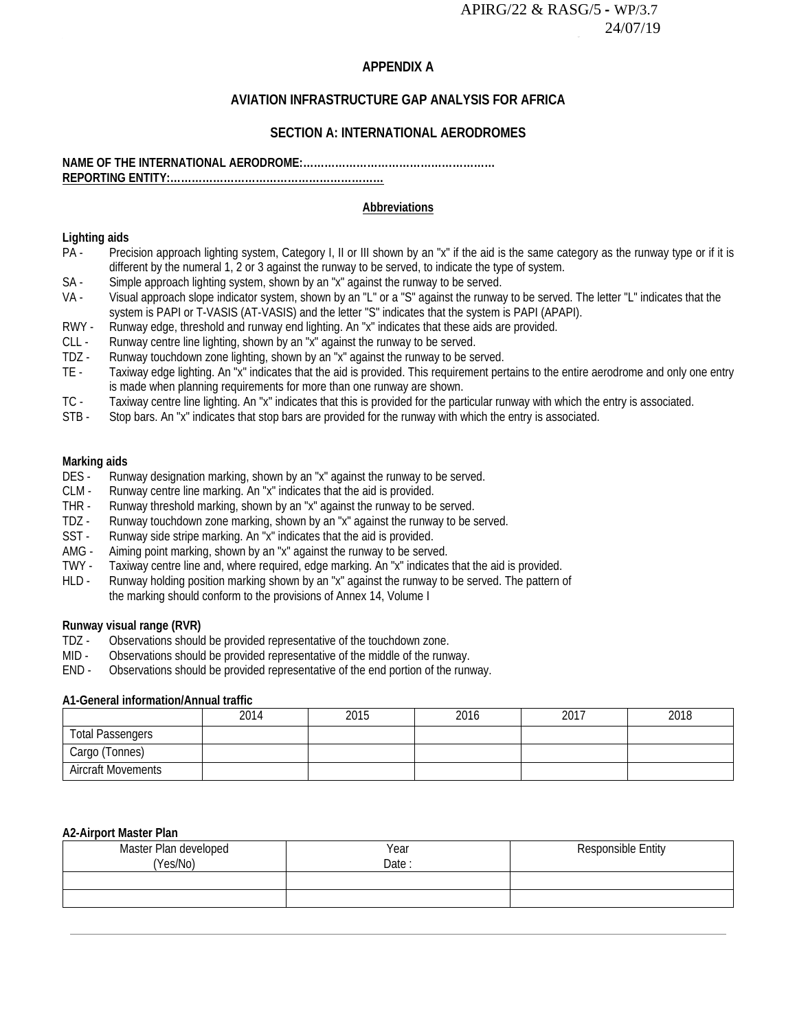## APPENDIX A

## AVIATION INFRASTRUCTURE GAP ANALYSIS FOR AFRICA

### SECTION A: INTERNATIONAL AERODROMES

**NAME OF THE INTERNATIONAL AERODROME:………………………………………………**
**REPORTING ENTITY:……………………………………………………**

**Abbreviations**

**Lighting aids**

- PA - Precision approach lighting system, Category I, II or III shown by an "x" if the aid is the same category as the runway type or if it is different by the numeral 1, 2 or 3 against the runway to be served, to indicate the type of system.
- SA - Simple approach lighting system, shown by an "x" against the runway to be served.
- VA - Visual approach slope indicator system, shown by an "L" or a "S" against the runway to be served. The letter "L" indicates that the system is PAPI or T-VASIS (AT-VASIS) and the letter "S" indicates that the system is PAPI (APAPI).
- RWY - Runway edge, threshold and runway end lighting. An "x" indicates that these aids are provided.
- CLL - Runway centre line lighting, shown by an "x" against the runway to be served.
- TDZ - Runway touchdown zone lighting, shown by an "x" against the runway to be served.
- TE - Taxiway edge lighting. An "x" indicates that the aid is provided. This requirement pertains to the entire aerodrome and only one entry is made when planning requirements for more than one runway are shown.
- TC - Taxiway centre line lighting. An "x" indicates that this is provided for the particular runway with which the entry is associated.
- STB - Stop bars. An "x" indicates that stop bars are provided for the runway with which the entry is associated.

**Marking aids**

- DES - Runway designation marking, shown by an "x" against the runway to be served.
- CLM - Runway centre line marking. An "x" indicates that the aid is provided.
- THR - Runway threshold marking, shown by an "x" against the runway to be served.
- TDZ - Runway touchdown zone marking, shown by an "x" against the runway to be served.
- SST - Runway side stripe marking. An "x" indicates that the aid is provided.
- AMG - Aiming point marking, shown by an "x" against the runway to be served.
- TWY - Taxiway centre line and, where required, edge marking. An "x" indicates that the aid is provided.
- HLD - Runway holding position marking shown by an "x" against the runway to be served. The pattern of the marking should conform to the provisions of Annex 14, Volume I

**Runway visual range (RVR)**

- TDZ - Observations should be provided representative of the touchdown zone.
- MID - Observations should be provided representative of the middle of the runway.
- END - Observations should be provided representative of the end portion of the runway.

**A1-General information/Annual traffic**

| | 2014 | 2015 | 2016 | 2017 | 2018 |
|---|---|---|---|---|---|
| Total Passengers | | | | | |
| Cargo (Tonnes) | | | | | |
| Aircraft Movements | | | | | |

**A2-Airport Master Plan**

| Master Plan developed (Yes/No) | Year Date : | Responsible Entity |
|---|---|---|
| | | |
| | | |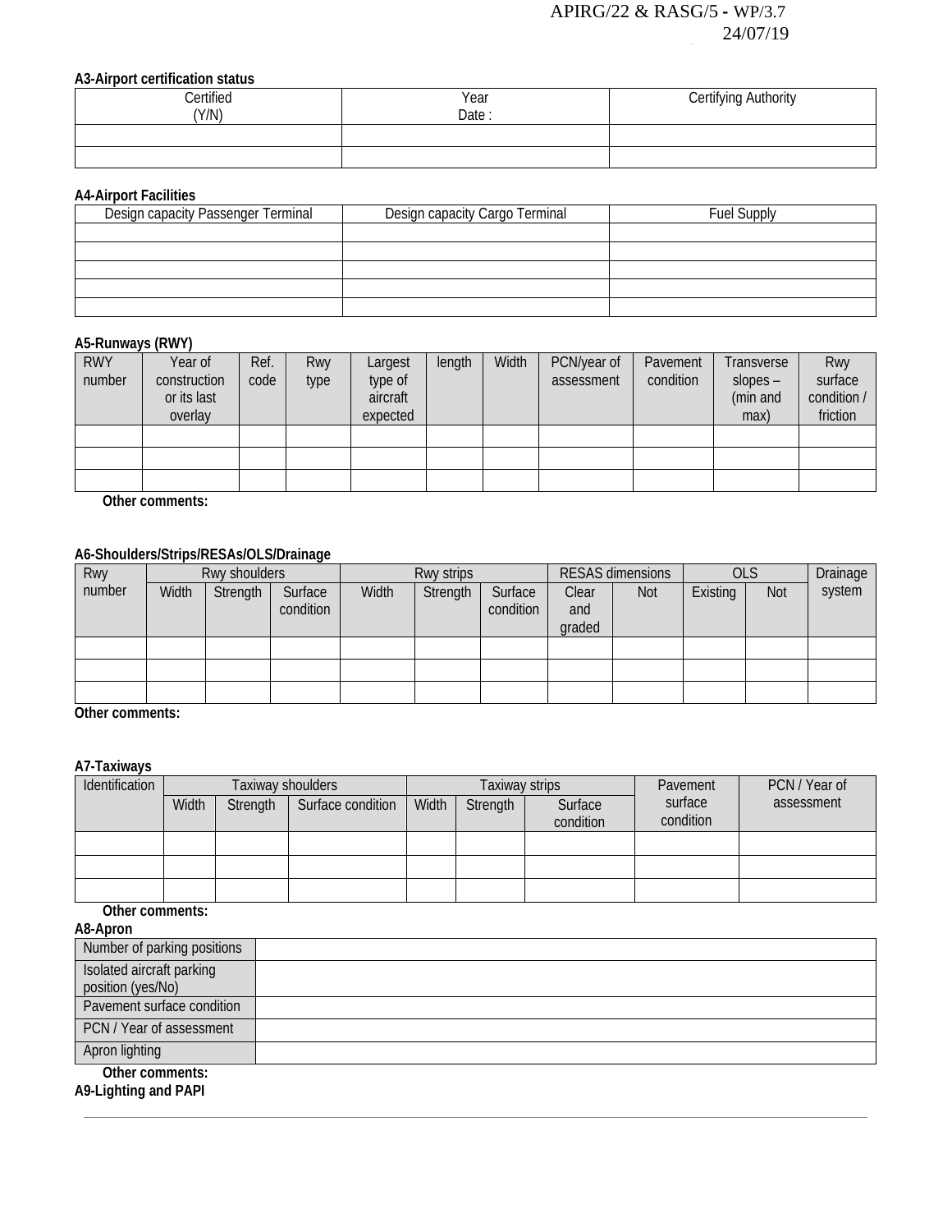**A3-Airport certification status**

| Certified (Y/N) | Year Date : | Certifying Authority |
|---|---|---|
| | | |
| | | |

**A4-Airport Facilities**

| Design capacity Passenger Terminal | Design capacity Cargo Terminal | Fuel Supply |
|---|---|---|
| | | |
| | | |
| | | |
| | | |
| | | |

**A5-Runways (RWY)**

| RWY number | Year of construction or its last overlay | Ref. code | Rwy type | Largest type of aircraft expected | length | Width | PCN/year of assessment | Pavement condition | Transverse slopes – (min and max) | Rwy surface condition / friction |
|---|---|---|---|---|---|---|---|---|---|---|
| | | | | | | | | | | |
| | | | | | | | | | | |
| | | | | | | | | | | |

**Other comments:**

**A6-Shoulders/Strips/RESAs/OLS/Drainage**

| Rwy number | Rwy shoulders | | | Rwy strips | | | RESAS dimensions | | OLS | | Drainage system |
|---|---|---|---|---|---|---|---|---|---|---|---|
| | Width | Strength | Surface condition | Width | Strength | Surface condition | Clear and graded | Not | Existing | Not | |
| | | | | | | | | | | | |
| | | | | | | | | | | | |
| | | | | | | | | | | | |

**Other comments:**

**A7-Taxiways**

| Identification | Taxiway shoulders | | | Taxiway strips | | | Pavement surface condition | PCN / Year of assessment |
|---|---|---|---|---|---|---|---|---|
| | Width | Strength | Surface condition | Width | Strength | Surface condition | | |
| | | | | | | | | |
| | | | | | | | | |
| | | | | | | | | |

**Other comments:**

**A8-Apron**

| Number of parking positions | |
|---|---|
| Isolated aircraft parking position (yes/No) | |
| Pavement surface condition | |
| PCN / Year of assessment | |
| Apron lighting | |

**Other comments:**

**A9-Lighting and PAPI**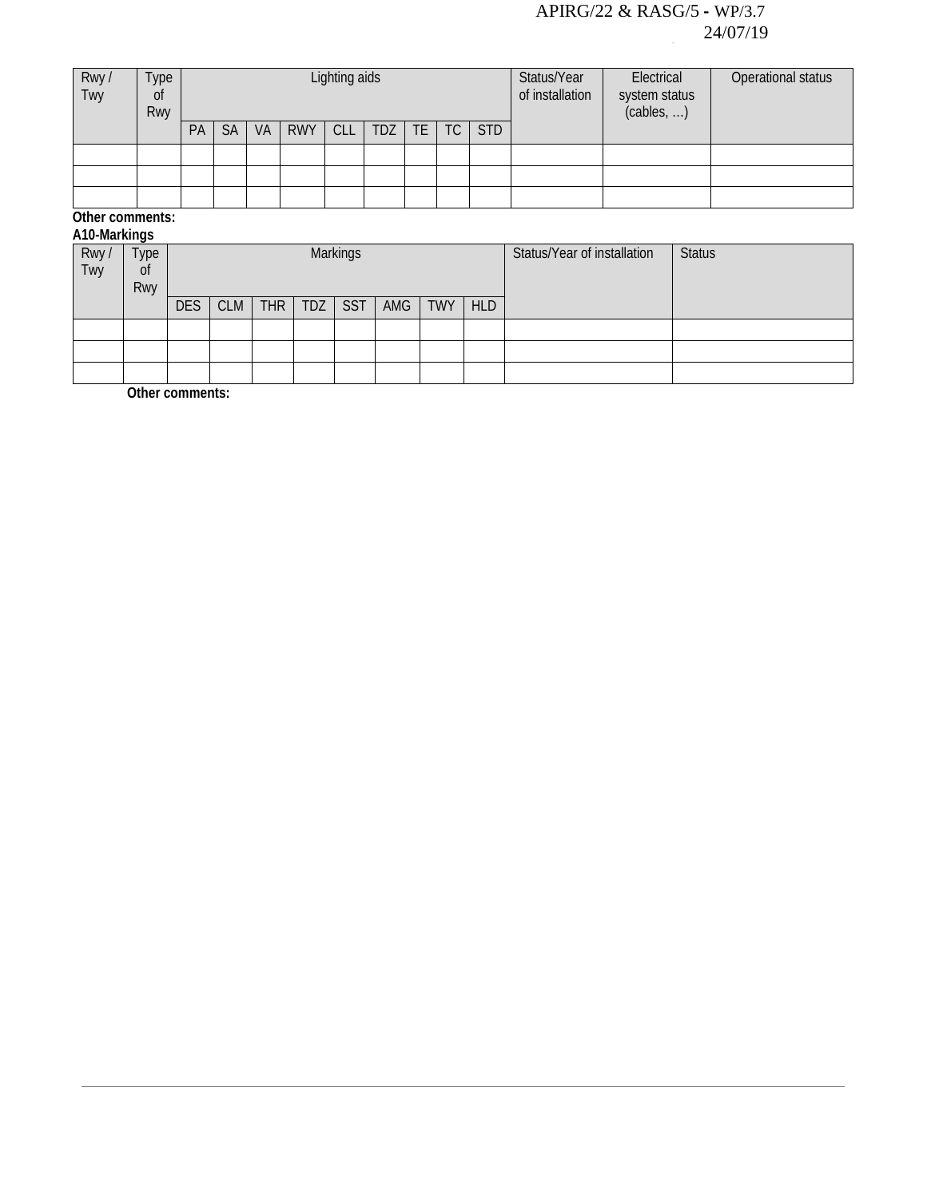| Rwy / Twy | Type of Rwy | Lighting aids | | | | | | | | | Status/Year of installation | Electrical system status (cables, …) | Operational status |
|---|---|---|---|---|---|---|---|---|---|---|---|---|---|
| | | PA | SA | VA | RWY | CLL | TDZ | TE | TC | STD | | | |
| | | | | | | | | | | | | | |
| | | | | | | | | | | | | | |
| | | | | | | | | | | | | | |

**Other comments:**

**A10-Markings**

| Rwy / Twy | Type of Rwy | Markings | | | | | | | | Status/Year of installation | Status |
|---|---|---|---|---|---|---|---|---|---|---|---|
| | | DES | CLM | THR | TDZ | SST | AMG | TWY | HLD | | |
| | | | | | | | | | | | |
| | | | | | | | | | | | |
| | | | | | | | | | | | |

**Other comments:**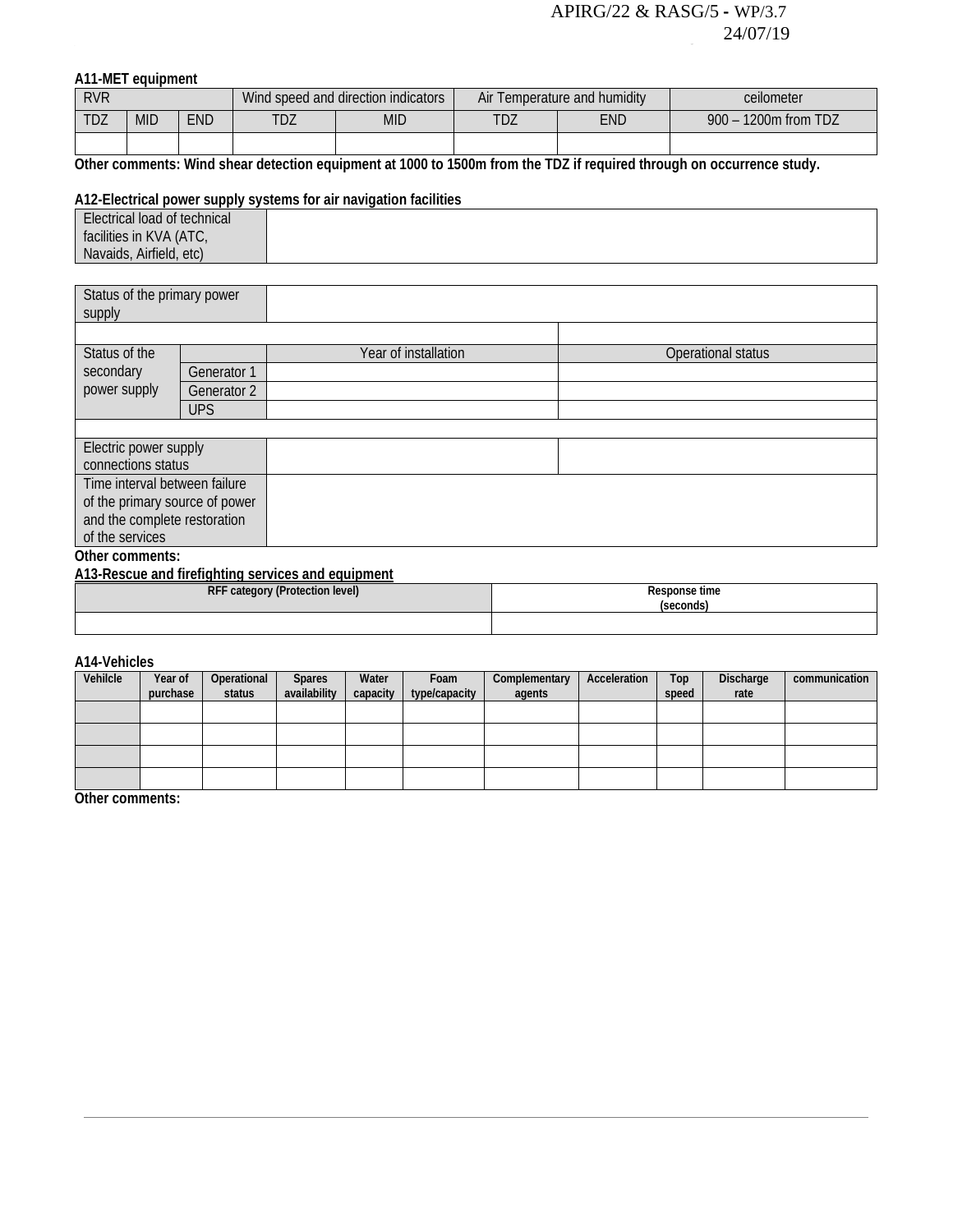**A11-MET equipment**

| RVR | | | Wind speed and direction indicators | | Air Temperature and humidity | | ceilometer |
|---|---|---|---|---|---|---|---|
| TDZ | MID | END | TDZ | MID | TDZ | END | 900 – 1200m from TDZ |
| | | | | | | | |

**Other comments: Wind shear detection equipment at 1000 to 1500m from the TDZ if required through on occurrence study.**

**A12-Electrical power supply systems for air navigation facilities**

| Electrical load of technical facilities in KVA (ATC, Navaids, Airfield, etc) | |
|---|---|

| Status of the primary power supply | | | |
|---|---|---|---|
| | | | |
| Status of the secondary power supply | | Year of installation | Operational status |
| | Generator 1 | | |
| | Generator 2 | | |
| | UPS | | |
| | | | |
| Electric power supply connections status | | | |
| Time interval between failure of the primary source of power and the complete restoration of the services | | | |

**Other comments:**

**A13-Rescue and firefighting services and equipment**

| RFF category (Protection level) | Response time (seconds) |
|---|---|
| | |

**A14-Vehicles**

| Vehilcle | Year of purchase | Operational status | Spares availability | Water capacity | Foam type/capacity | Complementary agents | Acceleration | Top speed | Discharge rate | communication |
|---|---|---|---|---|---|---|---|---|---|---|
| | | | | | | | | | | |
| | | | | | | | | | | |
| | | | | | | | | | | |
| | | | | | | | | | | |

**Other comments:**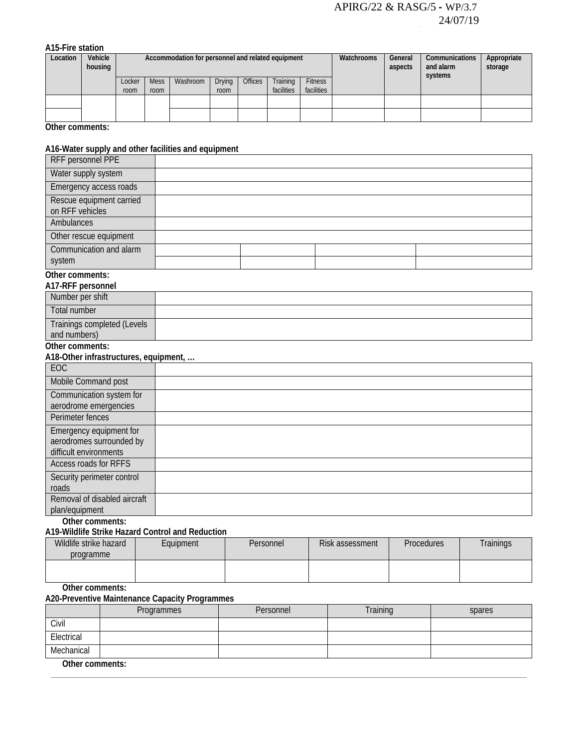**A15-Fire station**

| Location | Vehicle housing | Accommodation for personnel and related equipment | | | | | | | Watchrooms | General aspects | Communications and alarm systems | Appropriate storage |
|---|---|---|---|---|---|---|---|---|---|---|---|---|
| | | Locker room | Mess room | Washroom | Drying room | Offices | Training facilities | Fitness facilities | | | | |
| | | | | | | | | | | | | |
| | | | | | | | | | | | | |

**Other comments:**

**A16-Water supply and other facilities and equipment**

| | | | | |
|---|---|---|---|---|
| RFF personnel PPE | | | | |
| Water supply system | | | | |
| Emergency access roads | | | | |
| Rescue equipment carried on RFF vehicles | | | | |
| Ambulances | | | | |
| Other rescue equipment | | | | |
| Communication and alarm system | | | | |
| | | | | |

**Other comments:**

**A17-RFF personnel**

| | |
|---|---|
| Number per shift | |
| Total number | |
| Trainings completed (Levels and numbers) | |

**Other comments:**

**A18-Other infrastructures, equipment, …**

| | |
|---|---|
| EOC | |
| Mobile Command post | |
| Communication system for aerodrome emergencies | |
| Perimeter fences | |
| Emergency equipment for aerodromes surrounded by difficult environments | |
| Access roads for RFFS | |
| Security perimeter control roads | |
| Removal of disabled aircraft plan/equipment | |

**Other comments:**

**A19-Wildlife Strike Hazard Control and Reduction**

| Wildlife strike hazard programme | Equipment | Personnel | Risk assessment | Procedures | Trainings |
|---|---|---|---|---|---|
| | | | | | |

**Other comments:**

**A20-Preventive Maintenance Capacity Programmes**

| | Programmes | Personnel | Training | spares |
|---|---|---|---|---|
| Civil | | | | |
| Electrical | | | | |
| Mechanical | | | | |

**Other comments:**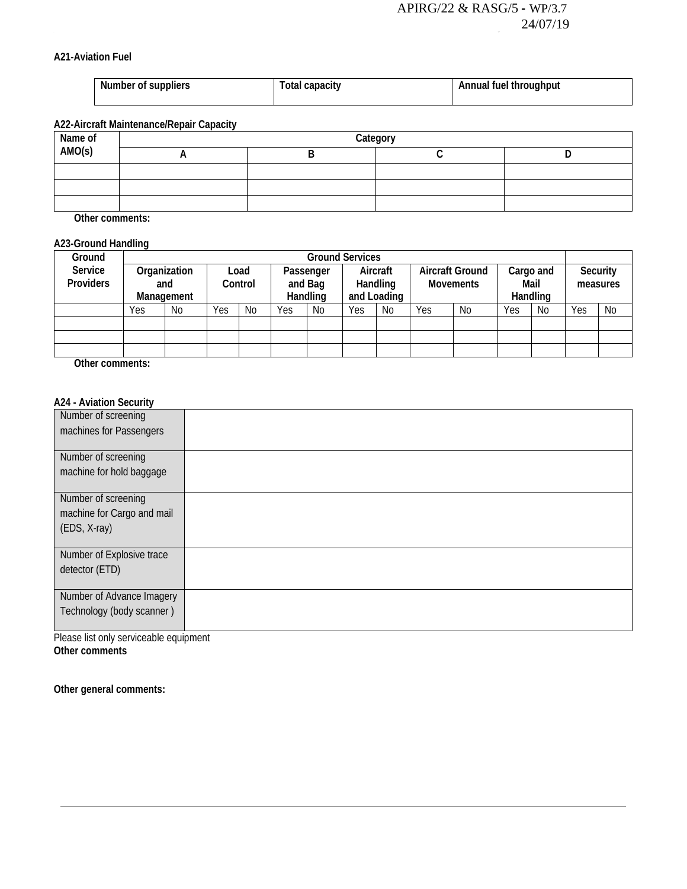**A21-Aviation Fuel**

| Number of suppliers | Total capacity | Annual fuel throughput |
|---|---|---|

**A22-Aircraft Maintenance/Repair Capacity**

| Name of AMO(s) | Category | | | |
|---|---|---|---|---|
| | A | B | C | D |
| | | | | |
| | | | | |
| | | | | |

**Other comments:**

**A23-Ground Handling**

| Ground Service Providers | Ground Services | | | | | | | | | | | | | |
|---|---|---|---|---|---|---|---|---|---|---|---|---|---|---|
| | Organization and Management | | Load Control | | Passenger and Bag Handling | | Aircraft Handling and Loading | | Aircraft Ground Movements | | Cargo and Mail Handling | | Security measures | |
| | Yes | No | Yes | No | Yes | No | Yes | No | Yes | No | Yes | No | Yes | No |
| | | | | | | | | | | | | | | |
| | | | | | | | | | | | | | | |
| | | | | | | | | | | | | | | |

**Other comments:**

**A24 - Aviation Security**

| Number of screening machines for Passengers | |
|---|---|
| Number of screening machine for hold baggage | |
| Number of screening machine for Cargo and mail (EDS, X-ray) | |
| Number of Explosive trace detector (ETD) | |
| Number of Advance Imagery Technology (body scanner ) | |

Please list only serviceable equipment

**Other comments**

**Other general comments:**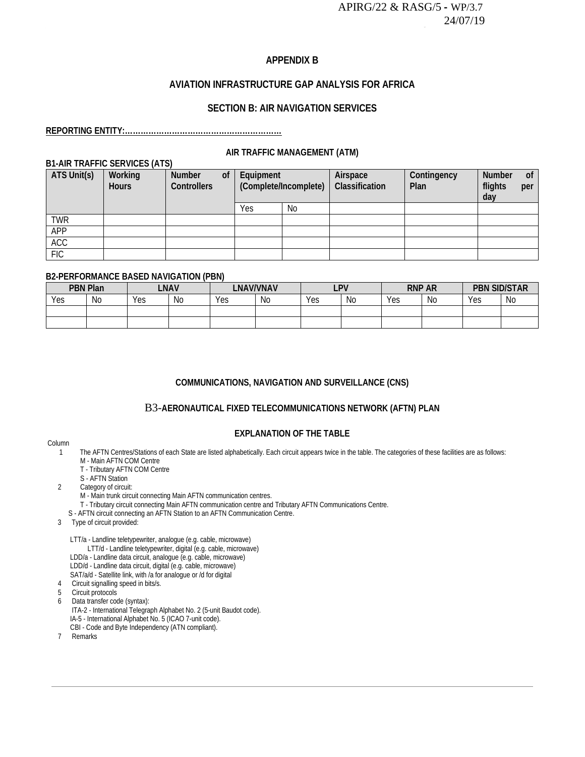## APPENDIX B

## AVIATION INFRASTRUCTURE GAP ANALYSIS FOR AFRICA

## SECTION B: AIR NAVIGATION SERVICES

**REPORTING ENTITY:……………………………………………………**

### AIR TRAFFIC MANAGEMENT (ATM)

**B1-AIR TRAFFIC SERVICES (ATS)**

| ATS Unit(s) | Working Hours | Number of Controllers | Equipment (Complete/Incomplete) | | Airspace Classification | Contingency Plan | Number of flights per day |
|---|---|---|---|---|---|---|---|
| | | | Yes | No | | | |
| TWR | | | | | | | |
| APP | | | | | | | |
| ACC | | | | | | | |
| FIC | | | | | | | |

**B2-PERFORMANCE BASED NAVIGATION (PBN)**

| PBN Plan | | LNAV | | LNAV/VNAV | | LPV | | RNP AR | | PBN SID/STAR | |
|---|---|---|---|---|---|---|---|---|---|---|---|
| Yes | No | Yes | No | Yes | No | Yes | No | Yes | No | Yes | No |
| | | | | | | | | | | | |
| | | | | | | | | | | | |

### COMMUNICATIONS, NAVIGATION AND SURVEILLANCE (CNS)

### B3-AERONAUTICAL FIXED TELECOMMUNICATIONS NETWORK (AFTN) PLAN

#### EXPLANATION OF THE TABLE

Column

1. The AFTN Centres/Stations of each State are listed alphabetically. Each circuit appears twice in the table. The categories of these facilities are as follows:
   - M - Main AFTN COM Centre
   - T - Tributary AFTN COM Centre
   - S - AFTN Station
2. Category of circuit:
   - M - Main trunk circuit connecting Main AFTN communication centres.
   - T - Tributary circuit connecting Main AFTN communication centre and Tributary AFTN Communications Centre.
   - S - AFTN circuit connecting an AFTN Station to an AFTN Communication Centre.
3. Type of circuit provided:
   - LTT/a - Landline teletypewriter, analogue (e.g. cable, microwave)
   - LTT/d - Landline teletypewriter, digital (e.g. cable, microwave)
   - LDD/a - Landline data circuit, analogue (e.g. cable, microwave)
   - LDD/d - Landline data circuit, digital (e.g. cable, microwave)
   - SAT/a/d - Satellite link, with /a for analogue or /d for digital
4. Circuit signalling speed in bits/s.
5. Circuit protocols
6. Data transfer code (syntax):
   - ITA-2 - International Telegraph Alphabet No. 2 (5-unit Baudot code).
   - IA-5 - International Alphabet No. 5 (ICAO 7-unit code).
   - CBI - Code and Byte Independency (ATN compliant).
7. Remarks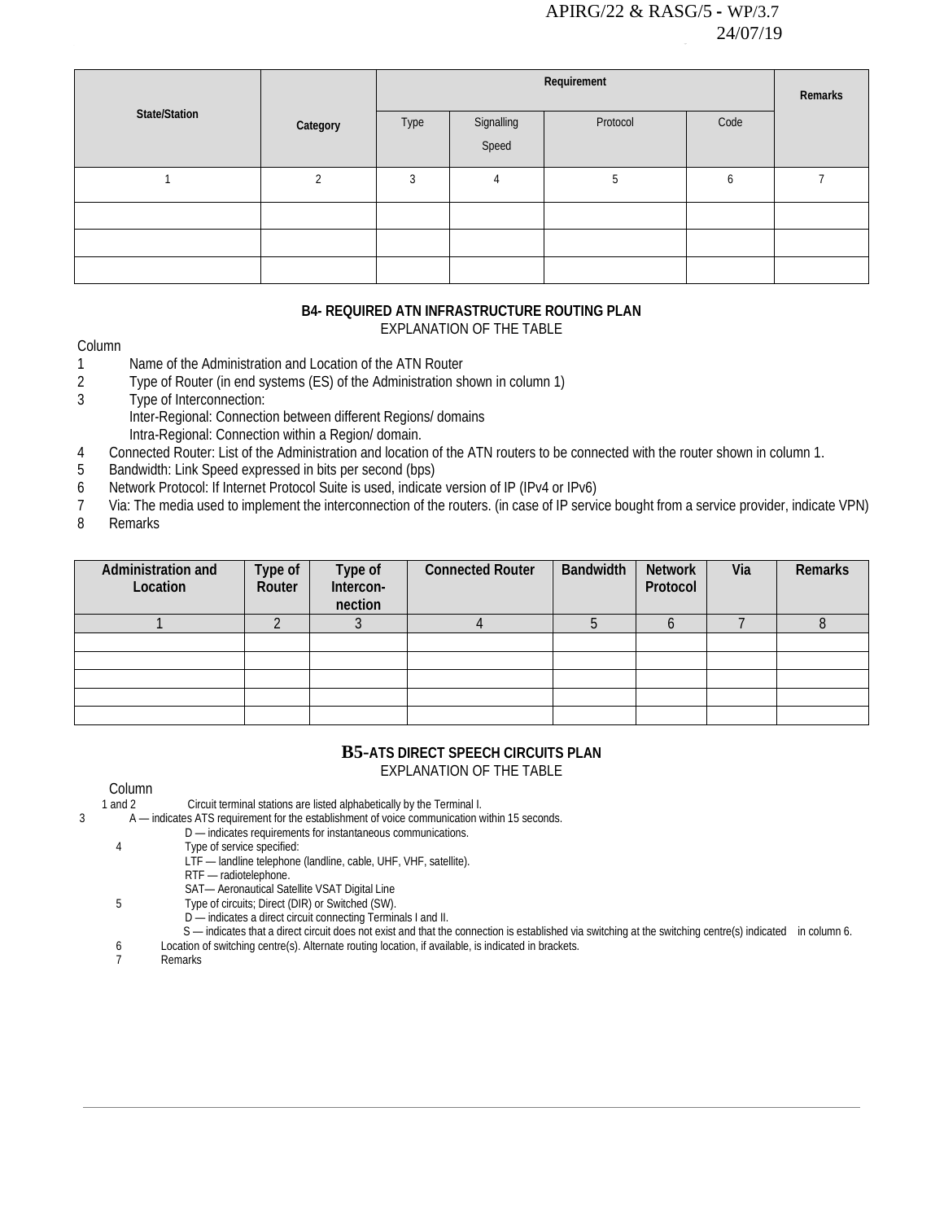| State/Station | Category | Requirement | | | | Remarks |
|---|---|---|---|---|---|---|
| | | Type | Signalling Speed | Protocol | Code | |
| 1 | 2 | 3 | 4 | 5 | 6 | 7 |
| | | | | | | |
| | | | | | | |
| | | | | | | |

### B4- REQUIRED ATN INFRASTRUCTURE ROUTING PLAN

EXPLANATION OF THE TABLE

Column

1 Name of the Administration and Location of the ATN Router

2 Type of Router (in end systems (ES) of the Administration shown in column 1)

3 Type of Interconnection:
Inter-Regional: Connection between different Regions/ domains
Intra-Regional: Connection within a Region/ domain.

4 Connected Router: List of the Administration and location of the ATN routers to be connected with the router shown in column 1.

5 Bandwidth: Link Speed expressed in bits per second (bps)

6 Network Protocol: If Internet Protocol Suite is used, indicate version of IP (IPv4 or IPv6)

7 Via: The media used to implement the interconnection of the routers. (in case of IP service bought from a service provider, indicate VPN)

8 Remarks

| Administration and Location | Type of Router | Type of Intercon-nection | Connected Router | Bandwidth | Network Protocol | Via | Remarks |
|---|---|---|---|---|---|---|---|
| 1 | 2 | 3 | 4 | 5 | 6 | 7 | 8 |
| | | | | | | | |
| | | | | | | | |
| | | | | | | | |
| | | | | | | | |
| | | | | | | | |

### B5-ATS DIRECT SPEECH CIRCUITS PLAN

EXPLANATION OF THE TABLE

Column

1 and 2 Circuit terminal stations are listed alphabetically by the Terminal I.

3 A — indicates ATS requirement for the establishment of voice communication within 15 seconds.
D — indicates requirements for instantaneous communications.

4 Type of service specified:
LTF — landline telephone (landline, cable, UHF, VHF, satellite).
RTF — radiotelephone.
SAT— Aeronautical Satellite VSAT Digital Line

5 Type of circuits; Direct (DIR) or Switched (SW).
D — indicates a direct circuit connecting Terminals I and II.
S — indicates that a direct circuit does not exist and that the connection is established via switching at the switching centre(s) indicated in column 6.

6 Location of switching centre(s). Alternate routing location, if available, is indicated in brackets.

7 Remarks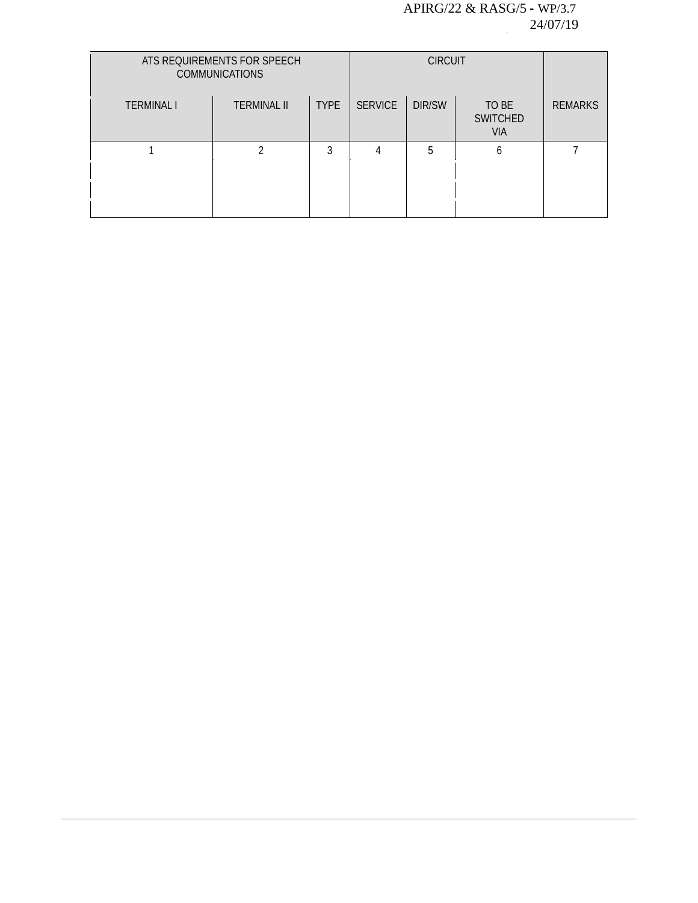| ATS REQUIREMENTS FOR SPEECH COMMUNICATIONS | | | CIRCUIT | | | |
|---|---|---|---|---|---|---|
| TERMINAL I | TERMINAL II | TYPE | SERVICE | DIR/SW | TO BE SWITCHED VIA | REMARKS |
| 1 | 2 | 3 | 4 | 5 | 6 | 7 |
| | | | | | | |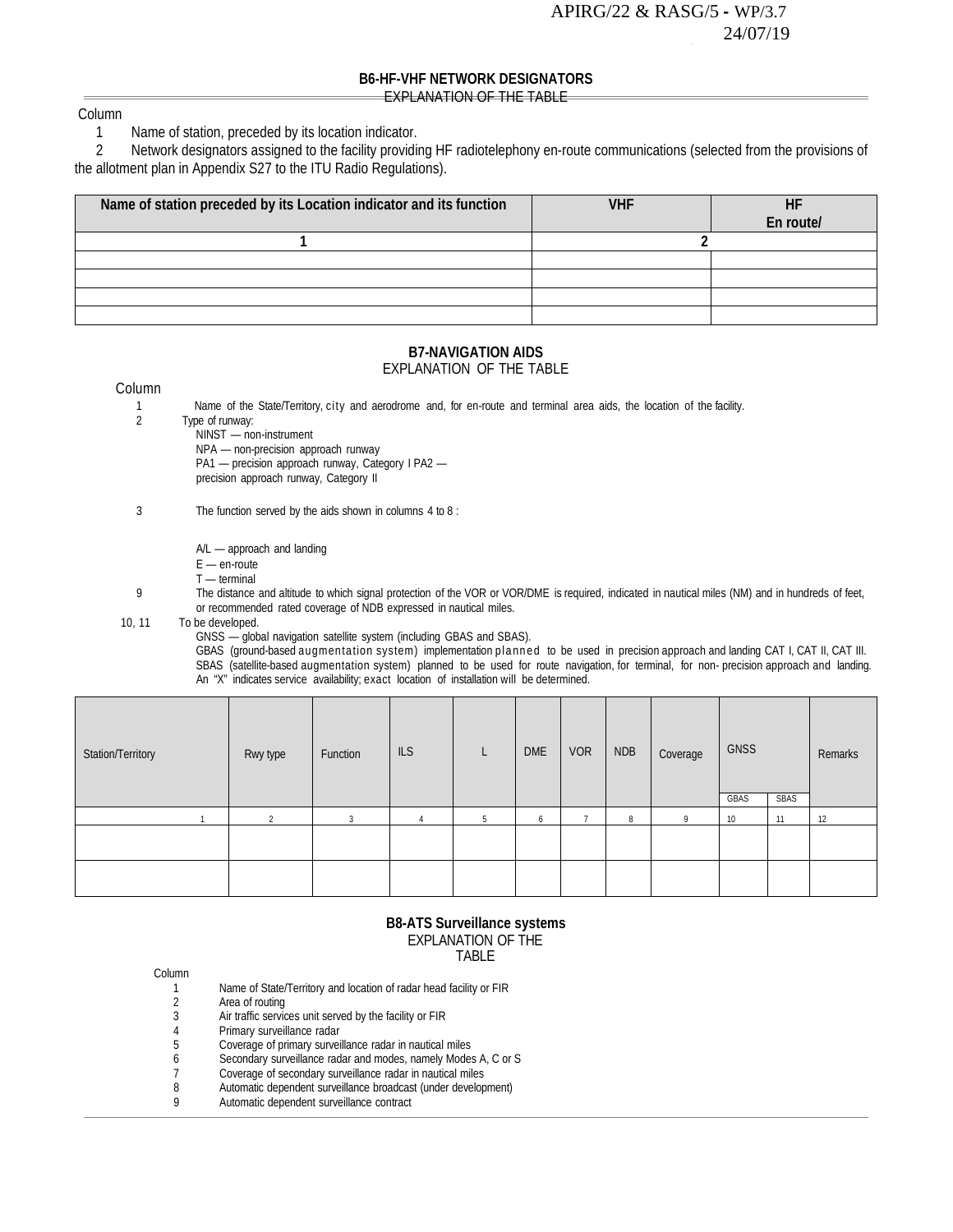## B6-HF-VHF NETWORK DESIGNATORS

EXPLANATION OF THE TABLE

Column

1 Name of station, preceded by its location indicator.

2 Network designators assigned to the facility providing HF radiotelephony en-route communications (selected from the provisions of the allotment plan in Appendix S27 to the ITU Radio Regulations).

| Name of station preceded by its Location indicator and its function | VHF | HF En route/ |
|---|---|---|
| 1 | 2 | |
| | | |
| | | |
| | | |
| | | |

## B7-NAVIGATION AIDS

EXPLANATION OF THE TABLE

Column

1 Name of the State/Territory, city and aerodrome and, for en-route and terminal area aids, the location of the facility.

2 Type of runway:
NINST — non-instrument
NPA — non-precision approach runway
PA1 — precision approach runway, Category I PA2 —
precision approach runway, Category II

3 The function served by the aids shown in columns 4 to 8 :

A/L — approach and landing
E — en-route
T — terminal

9 The distance and altitude to which signal protection of the VOR or VOR/DME is required, indicated in nautical miles (NM) and in hundreds of feet, or recommended rated coverage of NDB expressed in nautical miles.

10, 11 To be developed.
GNSS — global navigation satellite system (including GBAS and SBAS).
GBAS (ground-based augmentation system) implementation planned to be used in precision approach and landing CAT I, CAT II, CAT III.
SBAS (satellite-based augmentation system) planned to be used for route navigation, for terminal, for non- precision approach and landing.
An "X" indicates service availability; exact location of installation will be determined.

| Station/Territory | Rwy type | Function | ILS | L | DME | VOR | NDB | Coverage | GNSS | | Remarks |
|---|---|---|---|---|---|---|---|---|---|---|---|
| | | | | | | | | | GBAS | SBAS | |
| 1 | 2 | 3 | 4 | 5 | 6 | 7 | 8 | 9 | 10 | 11 | 12 |
| | | | | | | | | | | | |
| | | | | | | | | | | | |

## B8-ATS Surveillance systems

EXPLANATION OF THE TABLE

Column

1 Name of State/Territory and location of radar head facility or FIR
2 Area of routing
3 Air traffic services unit served by the facility or FIR
4 Primary surveillance radar
5 Coverage of primary surveillance radar in nautical miles
6 Secondary surveillance radar and modes, namely Modes A, C or S
7 Coverage of secondary surveillance radar in nautical miles
8 Automatic dependent surveillance broadcast (under development)
9 Automatic dependent surveillance contract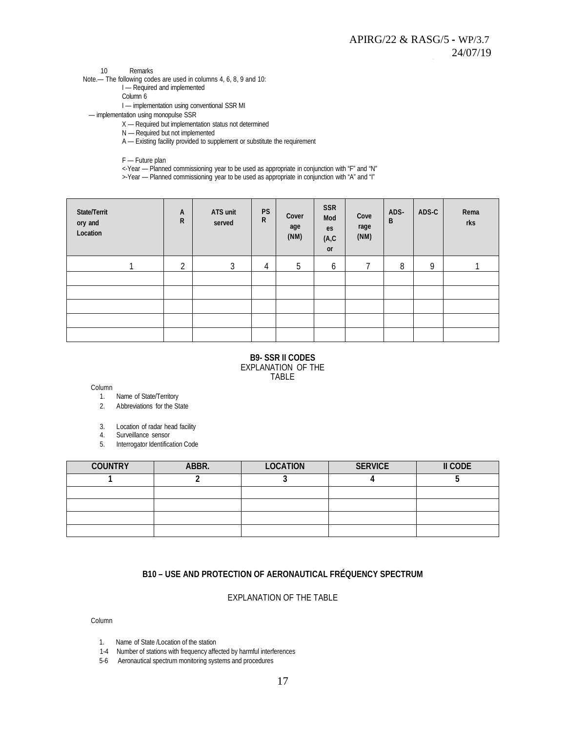10 Remarks

Note.— The following codes are used in columns 4, 6, 8, 9 and 10:

I — Required and implemented

Column 6

I — implementation using conventional SSR MI

— implementation using monopulse SSR

X — Required but implementation status not determined

N — Required but not implemented

A — Existing facility provided to supplement or substitute the requirement

F — Future plan

<-Year — Planned commissioning year to be used as appropriate in conjunction with "F" and "N"

>-Year — Planned commissioning year to be used as appropriate in conjunction with "A" and "I"

| State/Territory and Location | AR | ATS unit served | PSR | Coverage (NM) | SSR Modes (A,C or | Coverage (NM) | ADS-B | ADS-C | Remarks |
|---|---|---|---|---|---|---|---|---|---|
| 1 | 2 | 3 | 4 | 5 | 6 | 7 | 8 | 9 | 1 |
| | | | | | | | | | |
| | | | | | | | | | |
| | | | | | | | | | |
| | | | | | | | | | |
| | | | | | | | | | |

**B9- SSR II CODES**

EXPLANATION OF THE TABLE

Column

1. Name of State/Territory
2. Abbreviations for the State
3. Location of radar head facility
4. Surveillance sensor
5. Interrogator Identification Code

| COUNTRY | ABBR. | LOCATION | SERVICE | II CODE |
|---|---|---|---|---|
| 1 | 2 | 3 | 4 | 5 |
| | | | | |
| | | | | |
| | | | | |
| | | | | |

**B10 – USE AND PROTECTION OF AERONAUTICAL FRÉQUENCY SPECTRUM**

EXPLANATION OF THE TABLE

Column

1. Name of State /Location of the station

1-4 Number of stations with frequency affected by harmful interferences

5-6 Aeronautical spectrum monitoring systems and procedures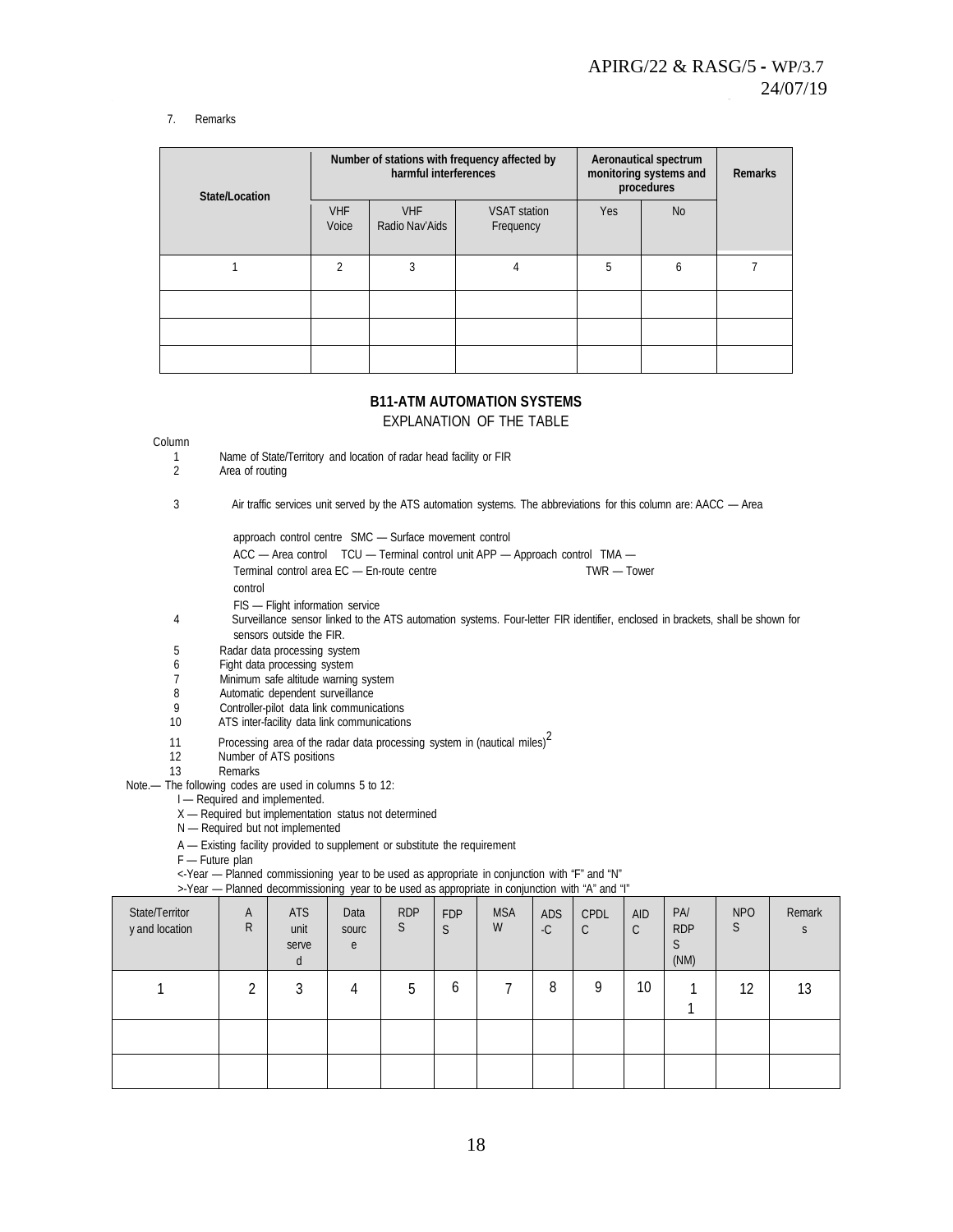7. Remarks

| State/Location | Number of stations with frequency affected by harmful interferences | | | Aeronautical spectrum monitoring systems and procedures | | Remarks |
|---|---|---|---|---|---|---|
| | VHF Voice | VHF Radio Nav'Aids | VSAT station Frequency | Yes | No | |
| 1 | 2 | 3 | 4 | 5 | 6 | 7 |
| | | | | | | |
| | | | | | | |
| | | | | | | |

## B11-ATM AUTOMATION SYSTEMS

EXPLANATION OF THE TABLE

Column

1 Name of State/Territory and location of radar head facility or FIR

2 Area of routing

3 Air traffic services unit served by the ATS automation systems. The abbreviations for this column are: AACC — Area approach control centre SMC — Surface movement control
ACC — Area control TCU — Terminal control unit APP — Approach control TMA — Terminal control area EC — En-route centre TWR — Tower control
FIS — Flight information service

4 Surveillance sensor linked to the ATS automation systems. Four-letter FIR identifier, enclosed in brackets, shall be shown for sensors outside the FIR.

5 Radar data processing system

6 Fight data processing system

7 Minimum safe altitude warning system

8 Automatic dependent surveillance

9 Controller-pilot data link communications

10 ATS inter-facility data link communications

11 Processing area of the radar data processing system in (nautical miles)[2]

12 Number of ATS positions

13 Remarks

Note.— The following codes are used in columns 5 to 12:

I — Required and implemented.

X — Required but implementation status not determined

N — Required but not implemented

A — Existing facility provided to supplement or substitute the requirement

F — Future plan

<-Year — Planned commissioning year to be used as appropriate in conjunction with "F" and "N"

>-Year — Planned decommissioning year to be used as appropriate in conjunction with "A" and "I"

| State/Territory and location | AR | ATS unit served | Data source | RDPS | FDPS | MSAW | ADS-C | CPDLC | AIDC | PA/ RDPS (NM) | NPOS | Remarks |
|---|---|---|---|---|---|---|---|---|---|---|---|---|
| 1 | 2 | 3 | 4 | 5 | 6 | 7 | 8 | 9 | 10 | 11 | 12 | 13 |
| | | | | | | | | | | | | |
| | | | | | | | | | | | | |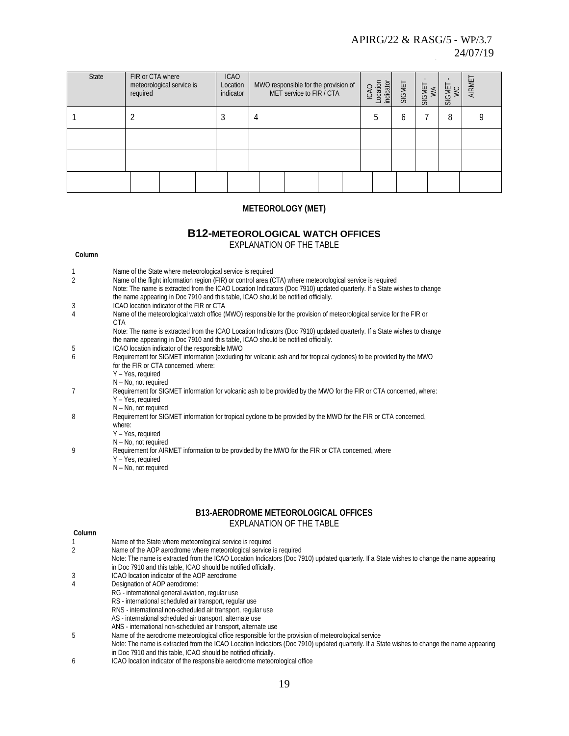| State | FIR or CTA where meteorological service is required | ICAO Location indicator | MWO responsible for the provision of MET service to FIR / CTA | ICAO Location indicator | SIGMET | SIGMET - WA | SIGMET - WC | AIRMET |
|---|---|---|---|---|---|---|---|---|
| 1 | 2 | 3 | 4 | 5 | 6 | 7 | 8 | 9 |
| | | | | | | | | |
| | | | | | | | | |
| | | | | | | | | |

**METEOROLOGY (MET)**

## B12-METEOROLOGICAL WATCH OFFICES

EXPLANATION OF THE TABLE

**Column**

1 Name of the State where meteorological service is required

2 Name of the flight information region (FIR) or control area (CTA) where meteorological service is required
Note: The name is extracted from the ICAO Location Indicators (Doc 7910) updated quarterly. If a State wishes to change the name appearing in Doc 7910 and this table, ICAO should be notified officially.

3 ICAO location indicator of the FIR or CTA

4 Name of the meteorological watch office (MWO) responsible for the provision of meteorological service for the FIR or CTA
Note: The name is extracted from the ICAO Location Indicators (Doc 7910) updated quarterly. If a State wishes to change the name appearing in Doc 7910 and this table, ICAO should be notified officially.

5 ICAO location indicator of the responsible MWO

6 Requirement for SIGMET information (excluding for volcanic ash and for tropical cyclones) to be provided by the MWO for the FIR or CTA concerned, where:
Y – Yes, required
N – No, not required

7 Requirement for SIGMET information for volcanic ash to be provided by the MWO for the FIR or CTA concerned, where:
Y – Yes, required
N – No, not required

8 Requirement for SIGMET information for tropical cyclone to be provided by the MWO for the FIR or CTA concerned, where:
Y – Yes, required
N – No, not required

9 Requirement for AIRMET information to be provided by the MWO for the FIR or CTA concerned, where
Y – Yes, required
N – No, not required

## B13-AERODROME METEOROLOGICAL OFFICES

EXPLANATION OF THE TABLE

**Column**

1 Name of the State where meteorological service is required

2 Name of the AOP aerodrome where meteorological service is required
Note: The name is extracted from the ICAO Location Indicators (Doc 7910) updated quarterly. If a State wishes to change the name appearing in Doc 7910 and this table, ICAO should be notified officially.

3 ICAO location indicator of the AOP aerodrome

4 Designation of AOP aerodrome:
RG - international general aviation, regular use
RS - international scheduled air transport, regular use
RNS - international non-scheduled air transport, regular use
AS - international scheduled air transport, alternate use
ANS - international non-scheduled air transport, alternate use

5 Name of the aerodrome meteorological office responsible for the provision of meteorological service
Note: The name is extracted from the ICAO Location Indicators (Doc 7910) updated quarterly. If a State wishes to change the name appearing in Doc 7910 and this table, ICAO should be notified officially.

6 ICAO location indicator of the responsible aerodrome meteorological office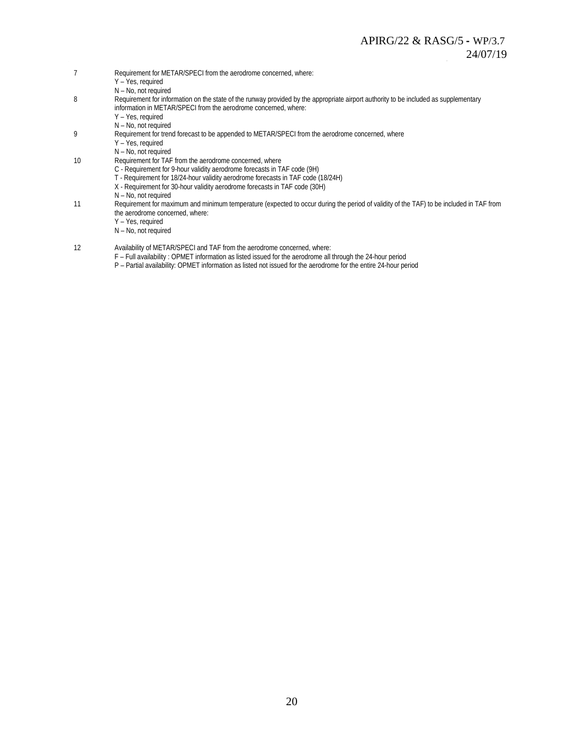| | |
|---|---|
| 7 | Requirement for METAR/SPECI from the aerodrome concerned, where:<br>Y – Yes, required<br>N – No, not required |
| 8 | Requirement for information on the state of the runway provided by the appropriate airport authority to be included as supplementary information in METAR/SPECI from the aerodrome concerned, where:<br>Y – Yes, required<br>N – No, not required |
| 9 | Requirement for trend forecast to be appended to METAR/SPECI from the aerodrome concerned, where<br>Y – Yes, required<br>N – No, not required |
| 10 | Requirement for TAF from the aerodrome concerned, where<br>C - Requirement for 9-hour validity aerodrome forecasts in TAF code (9H)<br>T - Requirement for 18/24-hour validity aerodrome forecasts in TAF code (18/24H)<br>X - Requirement for 30-hour validity aerodrome forecasts in TAF code (30H)<br>N – No, not required |
| 11 | Requirement for maximum and minimum temperature (expected to occur during the period of validity of the TAF) to be included in TAF from the aerodrome concerned, where:<br>Y – Yes, required<br>N – No, not required |
| 12 | Availability of METAR/SPECI and TAF from the aerodrome concerned, where:<br>F – Full availability : OPMET information as listed issued for the aerodrome all through the 24-hour period<br>P – Partial availability: OPMET information as listed not issued for the aerodrome for the entire 24-hour period |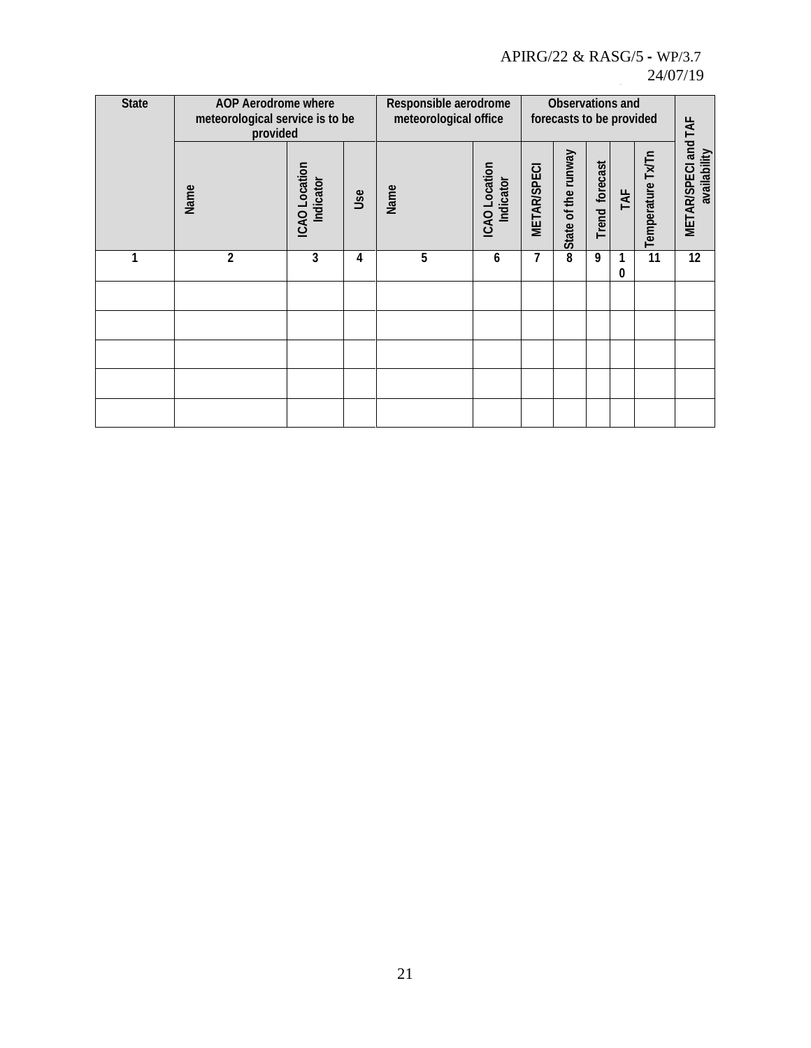| State | AOP Aerodrome where meteorological service is to be provided | | | Responsible aerodrome meteorological office | | Observations and forecasts to be provided | | | | | METAR/SPECI and TAF availability |
|---|---|---|---|---|---|---|---|---|---|---|---|
| | Name | ICAO Location Indicator | Use | Name | ICAO Location Indicator | METAR/SPECI | State of the runway | Trend forecast | TAF | Temperature Tx/Tn | |
| 1 | 2 | 3 | 4 | 5 | 6 | 7 | 8 | 9 | 10 | 11 | 12 |
| | | | | | | | | | | | |
| | | | | | | | | | | | |
| | | | | | | | | | | | |
| | | | | | | | | | | | |
| | | | | | | | | | | | |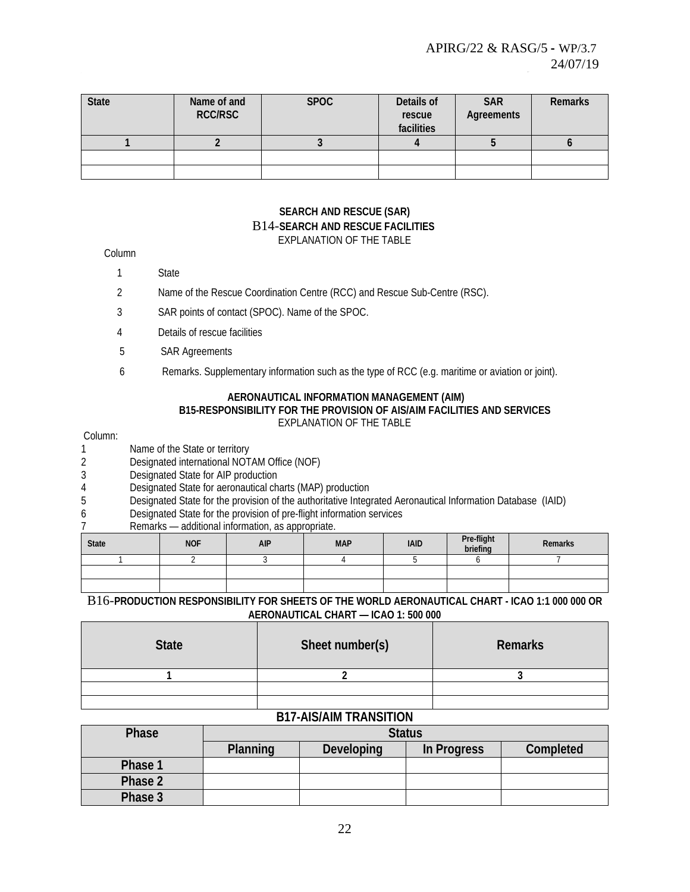| State | Name of and RCC/RSC | SPOC | Details of rescue facilities | SAR Agreements | Remarks |
|---|---|---|---|---|---|
| 1 | 2 | 3 | 4 | 5 | 6 |
| | | | | | |
| | | | | | |

**SEARCH AND RESCUE (SAR)**

**B14-SEARCH AND RESCUE FACILITIES**

EXPLANATION OF THE TABLE

Column

1 State

2 Name of the Rescue Coordination Centre (RCC) and Rescue Sub-Centre (RSC).

3 SAR points of contact (SPOC). Name of the SPOC.

4 Details of rescue facilities

5 SAR Agreements

6 Remarks. Supplementary information such as the type of RCC (e.g. maritime or aviation or joint).

**AERONAUTICAL INFORMATION MANAGEMENT (AIM)**

**B15-RESPONSIBILITY FOR THE PROVISION OF AIS/AIM FACILITIES AND SERVICES**

EXPLANATION OF THE TABLE

Column:

1 Name of the State or territory
2 Designated international NOTAM Office (NOF)
3 Designated State for AIP production
4 Designated State for aeronautical charts (MAP) production
5 Designated State for the provision of the authoritative Integrated Aeronautical Information Database (IAID)
6 Designated State for the provision of pre-flight information services
7 Remarks — additional information, as appropriate.

| State | NOF | AIP | MAP | IAID | Pre-flight briefing | Remarks |
|---|---|---|---|---|---|---|
| 1 | 2 | 3 | 4 | 5 | 6 | 7 |
| | | | | | | |
| | | | | | | |

**B16-PRODUCTION RESPONSIBILITY FOR SHEETS OF THE WORLD AERONAUTICAL CHART - ICAO 1:1 000 000 OR AERONAUTICAL CHART — ICAO 1: 500 000**

| State | Sheet number(s) | Remarks |
|---|---|---|
| 1 | 2 | 3 |
| | | |
| | | |

**B17-AIS/AIM TRANSITION**

| Phase | Status | | | |
|---|---|---|---|---|
| | Planning | Developing | In Progress | Completed |
| Phase 1 | | | | |
| Phase 2 | | | | |
| Phase 3 | | | | |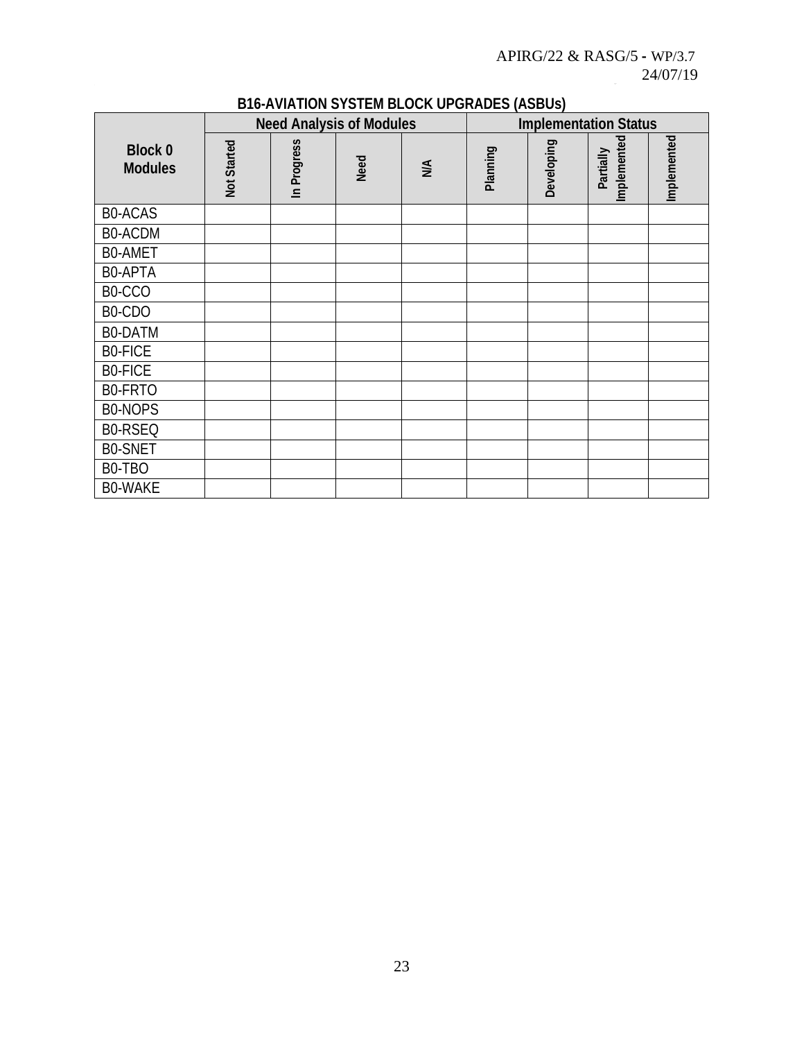## B16-AVIATION SYSTEM BLOCK UPGRADES (ASBUs)

| Block 0 Modules | Need Analysis of Modules | | | | Implementation Status | | | |
|---|---|---|---|---|---|---|---|---|
| | Not Started | In Progress | Need | N/A | Planning | Developing | Partially Implemented | Implemented |
| B0-ACAS | | | | | | | | |
| B0-ACDM | | | | | | | | |
| B0-AMET | | | | | | | | |
| B0-APTA | | | | | | | | |
| B0-CCO | | | | | | | | |
| B0-CDO | | | | | | | | |
| B0-DATM | | | | | | | | |
| B0-FICE | | | | | | | | |
| B0-FICE | | | | | | | | |
| B0-FRTO | | | | | | | | |
| B0-NOPS | | | | | | | | |
| B0-RSEQ | | | | | | | | |
| B0-SNET | | | | | | | | |
| B0-TBO | | | | | | | | |
| B0-WAKE | | | | | | | | |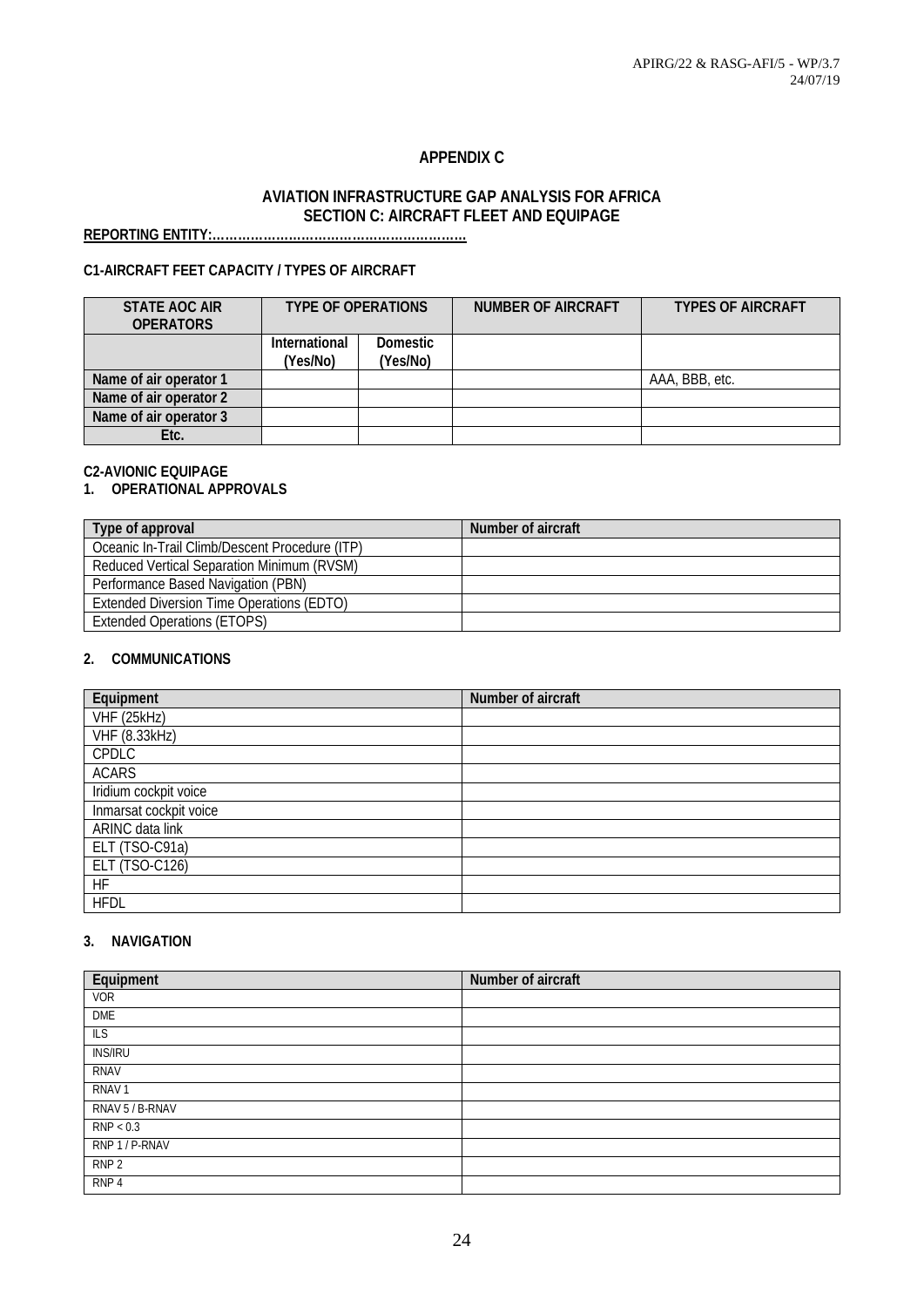# APPENDIX C

## AVIATION INFRASTRUCTURE GAP ANALYSIS FOR AFRICA
## SECTION C: AIRCRAFT FLEET AND EQUIPAGE

**REPORTING ENTITY:……………………………………………………**

### C1-AIRCRAFT FEET CAPACITY / TYPES OF AIRCRAFT

| STATE AOC AIR OPERATORS | TYPE OF OPERATIONS | | NUMBER OF AIRCRAFT | TYPES OF AIRCRAFT |
|---|---|---|---|---|
| | International (Yes/No) | Domestic (Yes/No) | | |
| Name of air operator 1 | | | | AAA, BBB, etc. |
| Name of air operator 2 | | | | |
| Name of air operator 3 | | | | |
| Etc. | | | | |

### C2-AVIONIC EQUIPAGE

#### 1. OPERATIONAL APPROVALS

| Type of approval | Number of aircraft |
|---|---|
| Oceanic In-Trail Climb/Descent Procedure (ITP) | |
| Reduced Vertical Separation Minimum (RVSM) | |
| Performance Based Navigation (PBN) | |
| Extended Diversion Time Operations (EDTO) | |
| Extended Operations (ETOPS) | |

#### 2. COMMUNICATIONS

| Equipment | Number of aircraft |
|---|---|
| VHF (25kHz) | |
| VHF (8.33kHz) | |
| CPDLC | |
| ACARS | |
| Iridium cockpit voice | |
| Inmarsat cockpit voice | |
| ARINC data link | |
| ELT (TSO-C91a) | |
| ELT (TSO-C126) | |
| HF | |
| HFDL | |

#### 3. NAVIGATION

| Equipment | Number of aircraft |
|---|---|
| VOR | |
| DME | |
| ILS | |
| INS/IRU | |
| RNAV | |
| RNAV 1 | |
| RNAV 5 / B-RNAV | |
| RNP < 0.3 | |
| RNP 1 / P-RNAV | |
| RNP 2 | |
| RNP 4 | |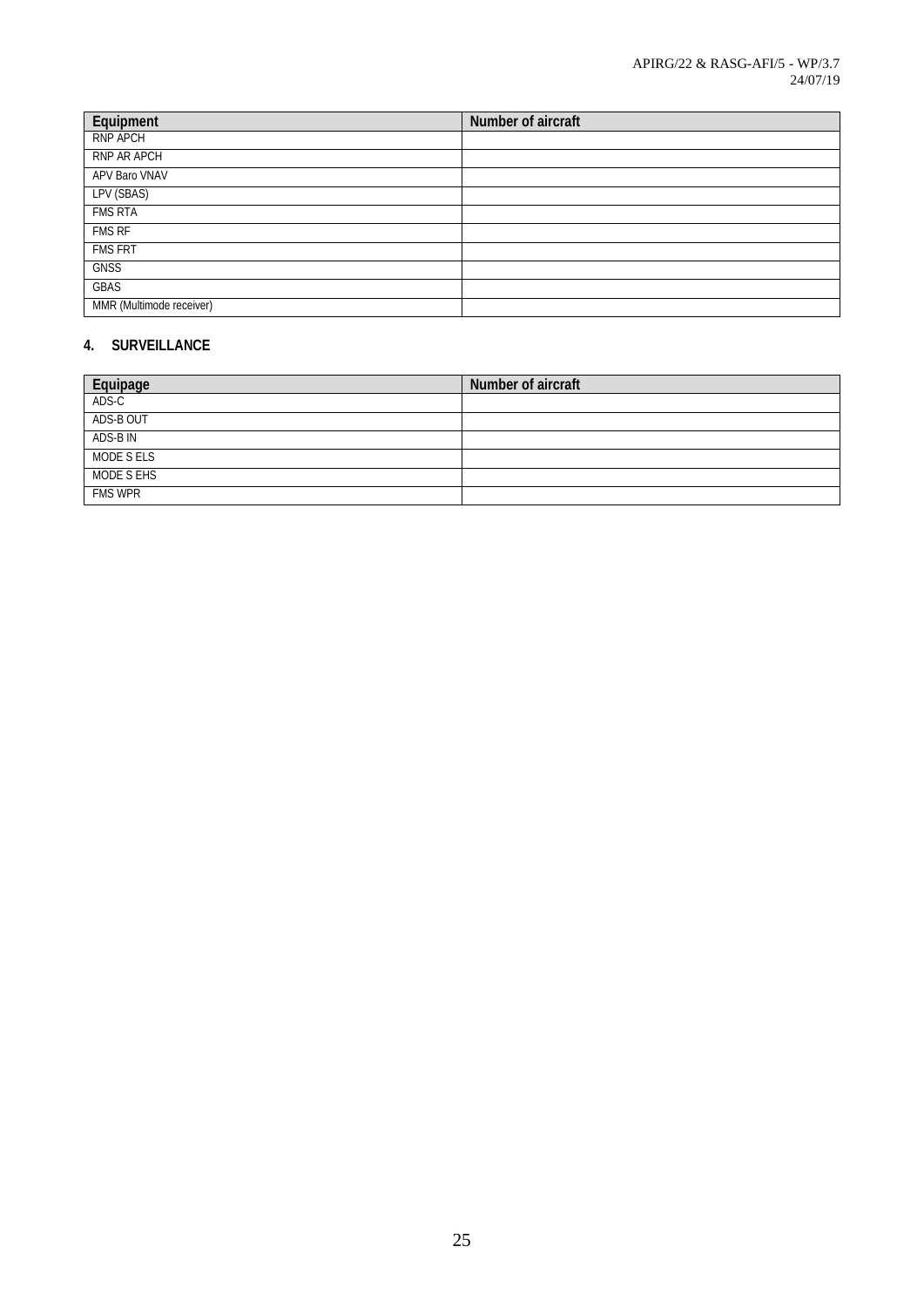| Equipment | Number of aircraft |
|---|---|
| RNP APCH | |
| RNP AR APCH | |
| APV Baro VNAV | |
| LPV (SBAS) | |
| FMS RTA | |
| FMS RF | |
| FMS FRT | |
| GNSS | |
| GBAS | |
| MMR (Multimode receiver) | |

## 4. SURVEILLANCE

| Equipage | Number of aircraft |
|---|---|
| ADS-C | |
| ADS-B OUT | |
| ADS-B IN | |
| MODE S ELS | |
| MODE S EHS | |
| FMS WPR | |